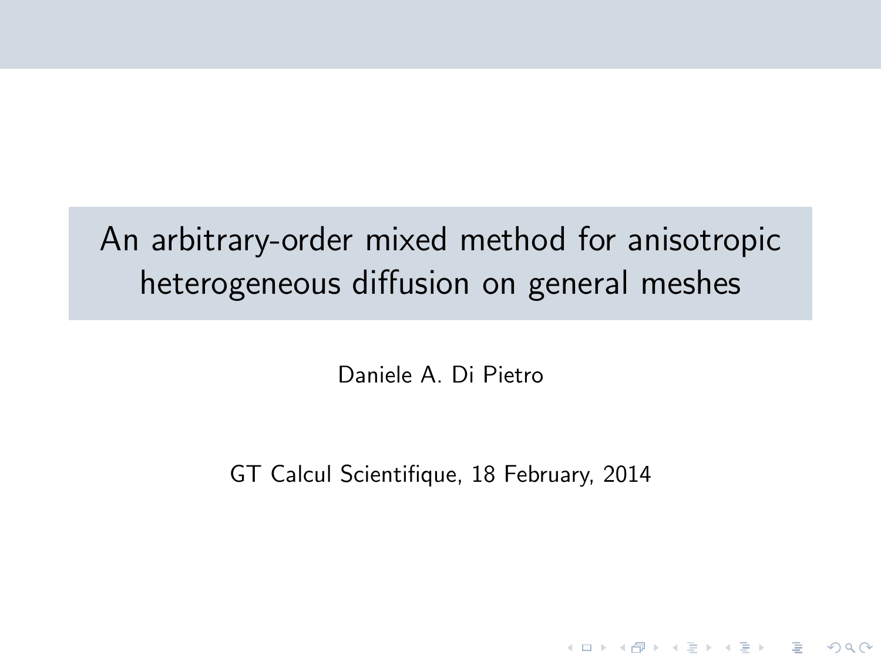# An arbitrary-order mixed method for anisotropic heterogeneous diffusion on general meshes

Daniele A. Di Pietro

GT Calcul Scientifique, 18 February, 2014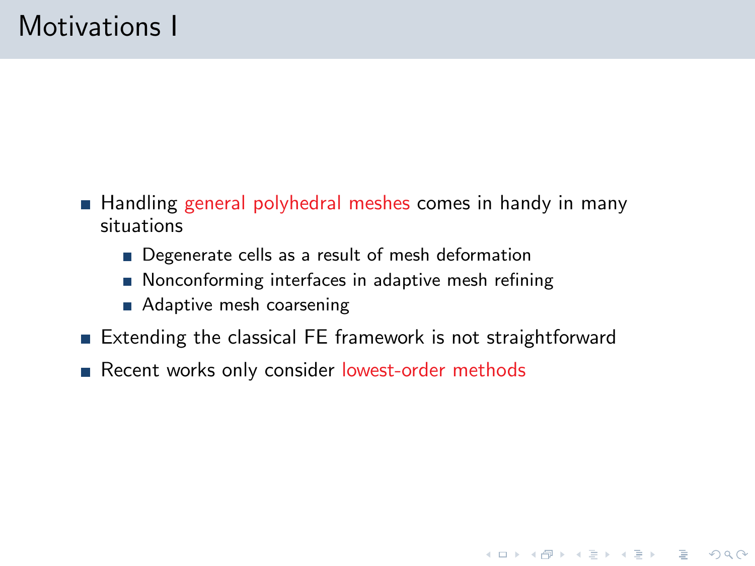# Motivations I

- Handling general polyhedral meshes comes in handy in many situations
  - Degenerate cells as a result of mesh deformation
  - Nonconforming interfaces in adaptive mesh refining
  - Adaptive mesh coarsening
- Extending the classical FE framework is not straightforward
- Recent works only consider lowest-order methods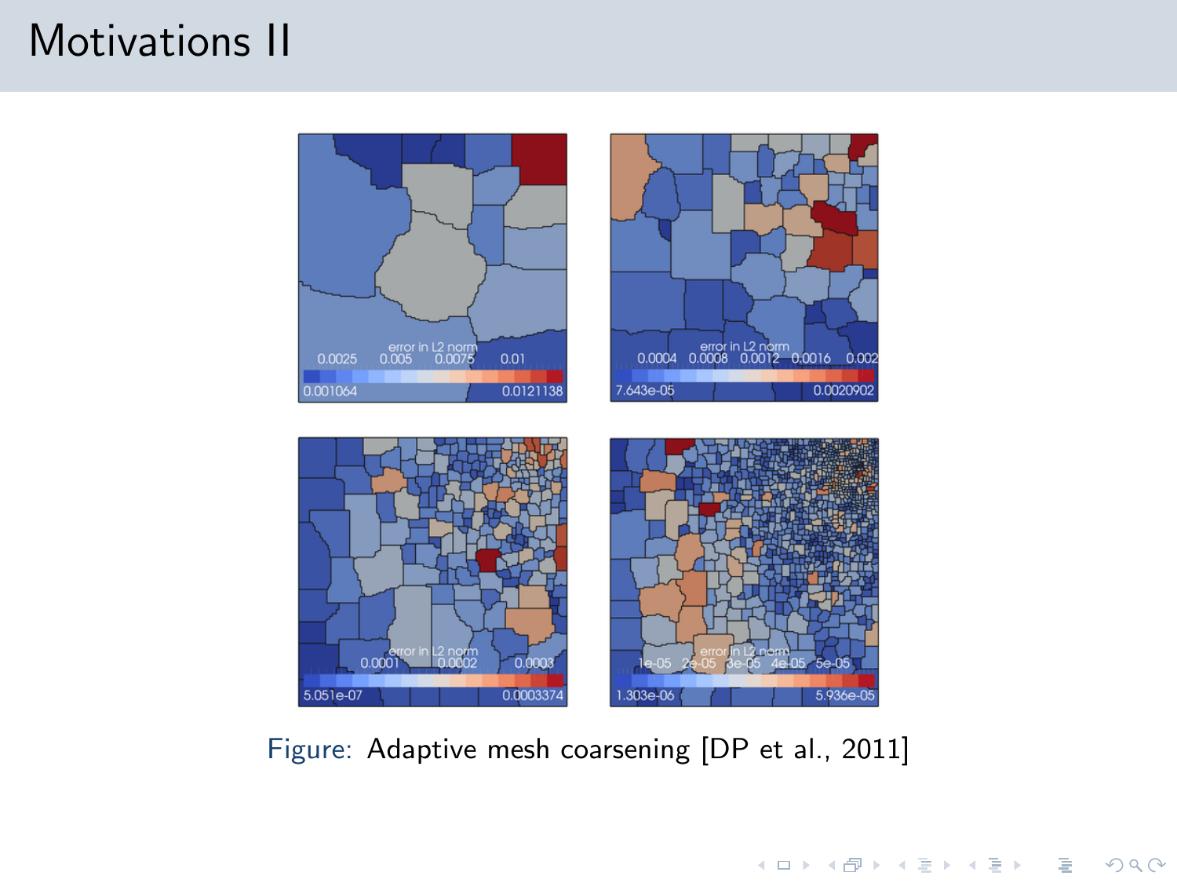# Motivations II

Figure: Adaptive mesh coarsening [DP et al., 2011]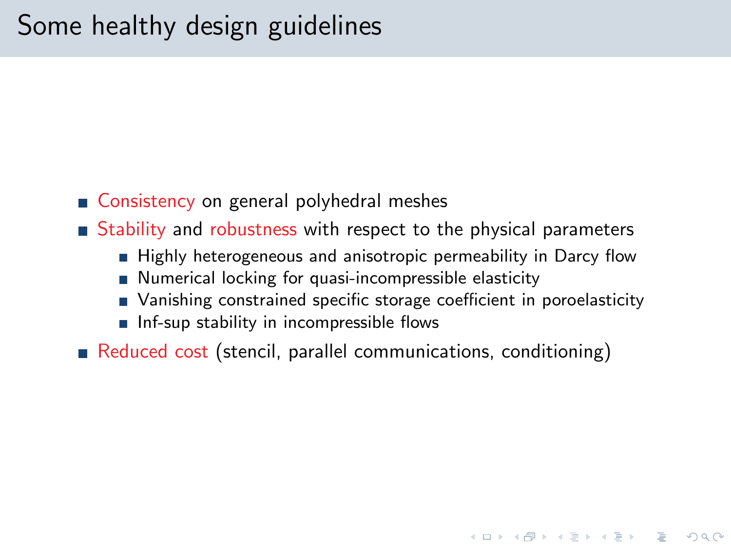# Some healthy design guidelines

- Consistency on general polyhedral meshes
- Stability and robustness with respect to the physical parameters
  - Highly heterogeneous and anisotropic permeability in Darcy flow
  - Numerical locking for quasi-incompressible elasticity
  - Vanishing constrained specific storage coefficient in poroelasticity
  - Inf-sup stability in incompressible flows
- Reduced cost (stencil, parallel communications, conditioning)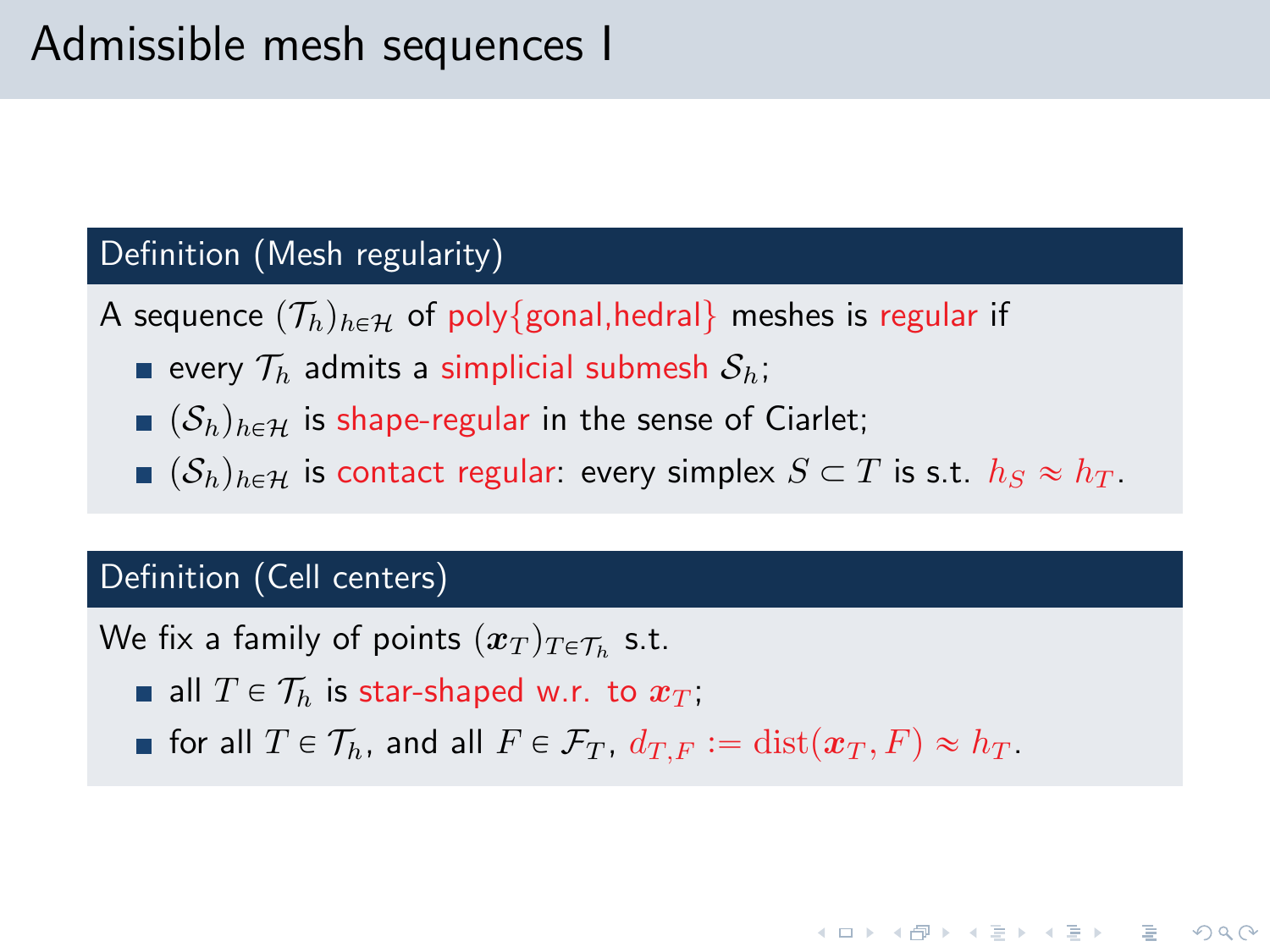# Admissible mesh sequences I

**Definition (Mesh regularity)**

A sequence $(\mathcal{T}_h)_{h\in\mathcal{H}}$ of poly{gonal,hedral} meshes is regular if

- every $\mathcal{T}_h$ admits a simplicial submesh $\mathcal{S}_h$;
- $(\mathcal{S}_h)_{h\in\mathcal{H}}$ is shape-regular in the sense of Ciarlet;
- $(\mathcal{S}_h)_{h\in\mathcal{H}}$ is contact regular: every simplex $S \subset T$ is s.t. $h_S \approx h_T$.

**Definition (Cell centers)**

We fix a family of points $(\boldsymbol{x}_T)_{T\in\mathcal{T}_h}$ s.t.

- all $T \in \mathcal{T}_h$ is star-shaped w.r. to $\boldsymbol{x}_T$;
- for all $T \in \mathcal{T}_h$, and all $F \in \mathcal{F}_T$, $d_{T,F} := \operatorname{dist}(\boldsymbol{x}_T, F) \approx h_T$.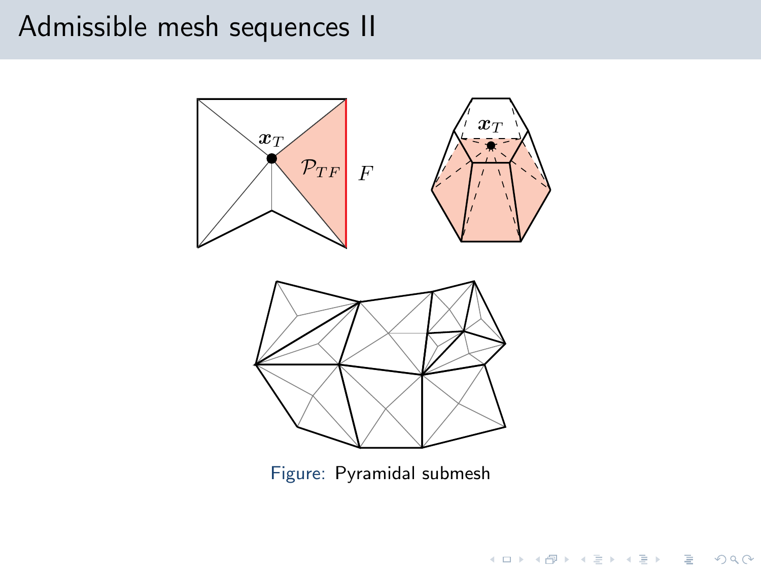# Admissible mesh sequences II

Figure: Pyramidal submesh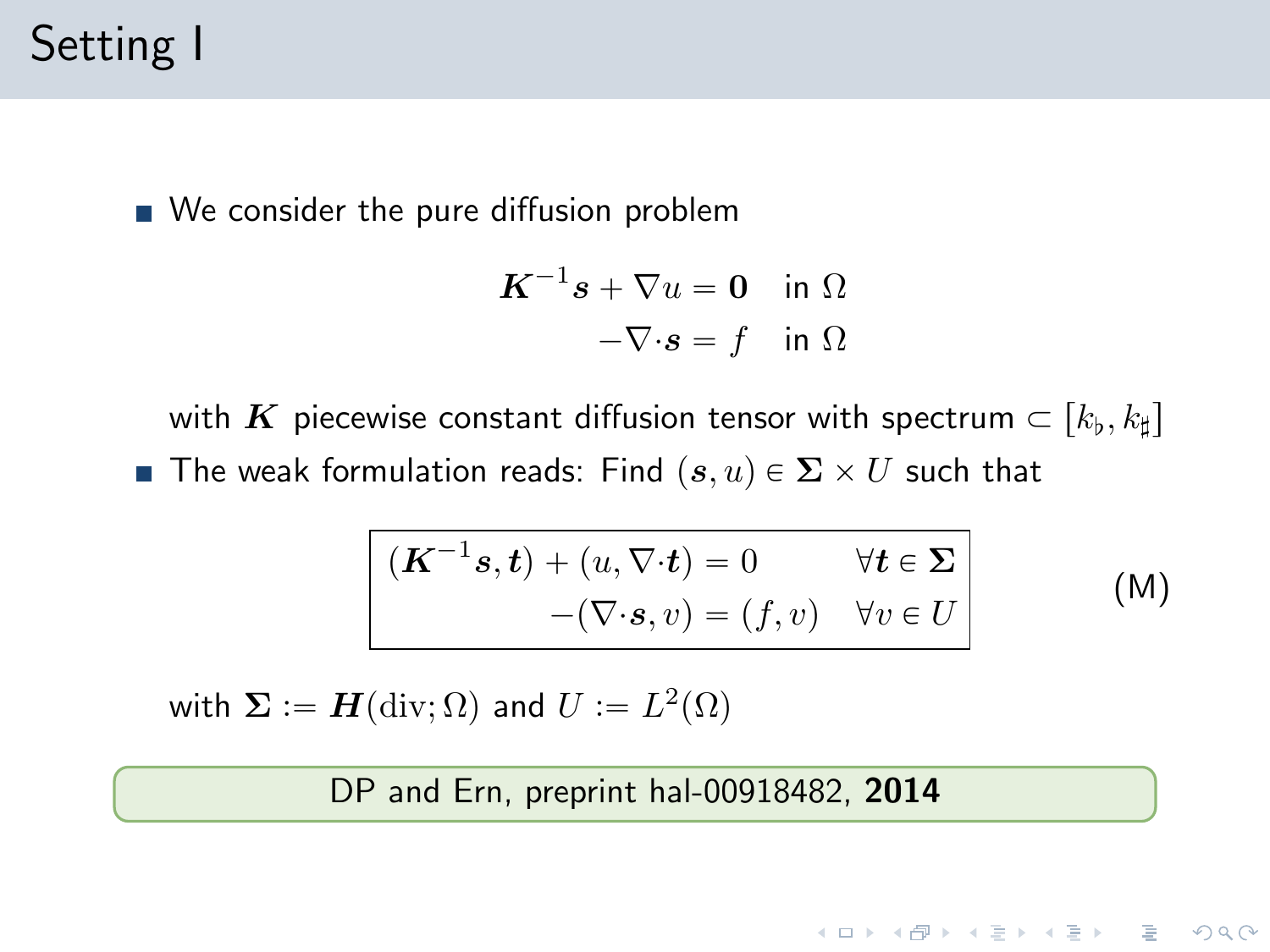# Setting I

- We consider the pure diffusion problem

$$
\begin{aligned}
\boldsymbol{K}^{-1}\boldsymbol{s} + \nabla u &= \boldsymbol{0} \quad \text{in } \Omega \\
-\nabla \cdot \boldsymbol{s} &= f \quad \text{in } \Omega
\end{aligned}
$$

  with $\boldsymbol{K}$ piecewise constant diffusion tensor with spectrum $\subset [k_\flat, k_\sharp]$

- The weak formulation reads: Find $(\boldsymbol{s}, u) \in \boldsymbol{\Sigma} \times U$ such that

$$
\boxed{
\begin{aligned}
(\boldsymbol{K}^{-1}\boldsymbol{s}, \boldsymbol{t}) + (u, \nabla \cdot \boldsymbol{t}) &= 0 && \forall \boldsymbol{t} \in \boldsymbol{\Sigma} \\
-(\nabla \cdot \boldsymbol{s}, v) &= (f, v) && \forall v \in U
\end{aligned}
}
\tag{M}
$$

  with $\boldsymbol{\Sigma} := \boldsymbol{H}(\mathrm{div}; \Omega)$ and $U := L^2(\Omega)$

DP and Ern, preprint hal-00918482, **2014**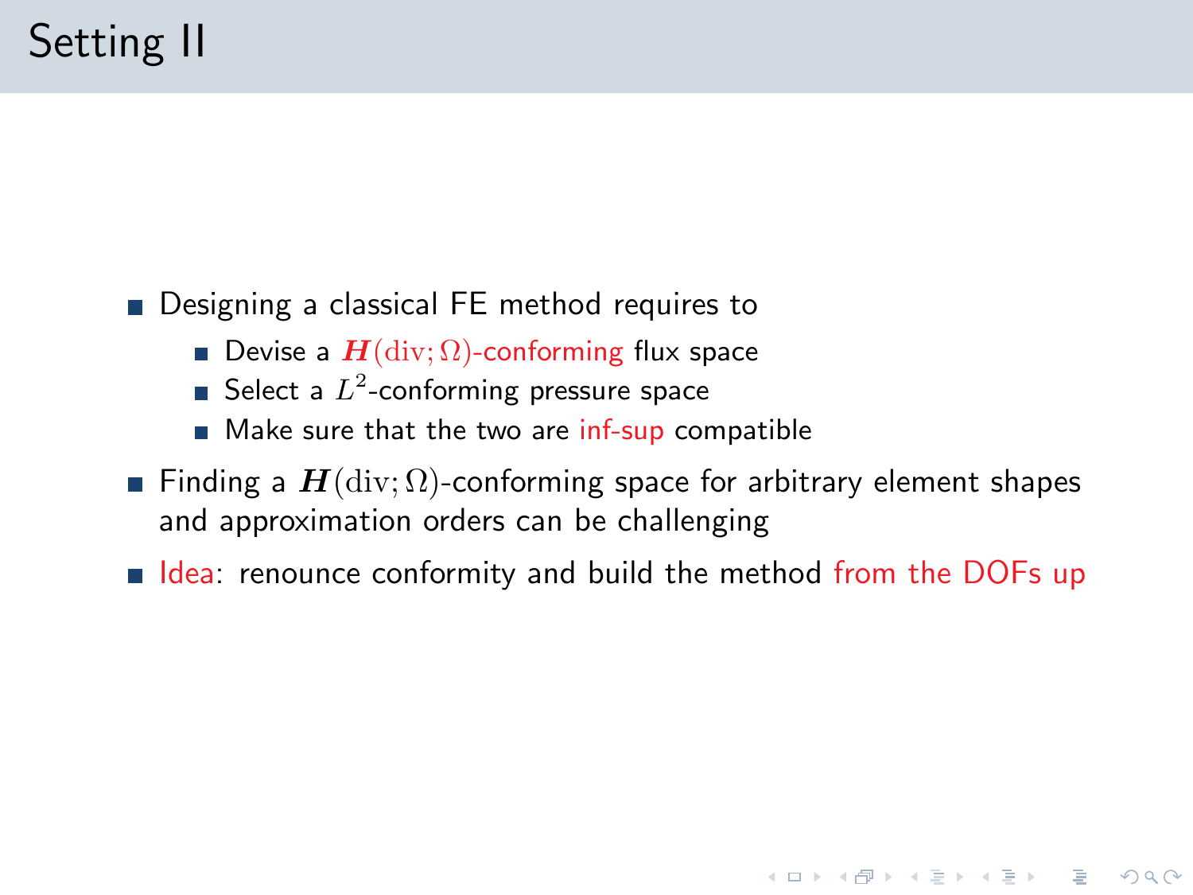# Setting II

- Designing a classical FE method requires to
  - Devise a $\boldsymbol{H}(\mathrm{div};\Omega)$-conforming flux space
  - Select a $L^2$-conforming pressure space
  - Make sure that the two are inf-sup compatible
- Finding a $\boldsymbol{H}(\mathrm{div};\Omega)$-conforming space for arbitrary element shapes and approximation orders can be challenging
- Idea: renounce conformity and build the method from the DOFs up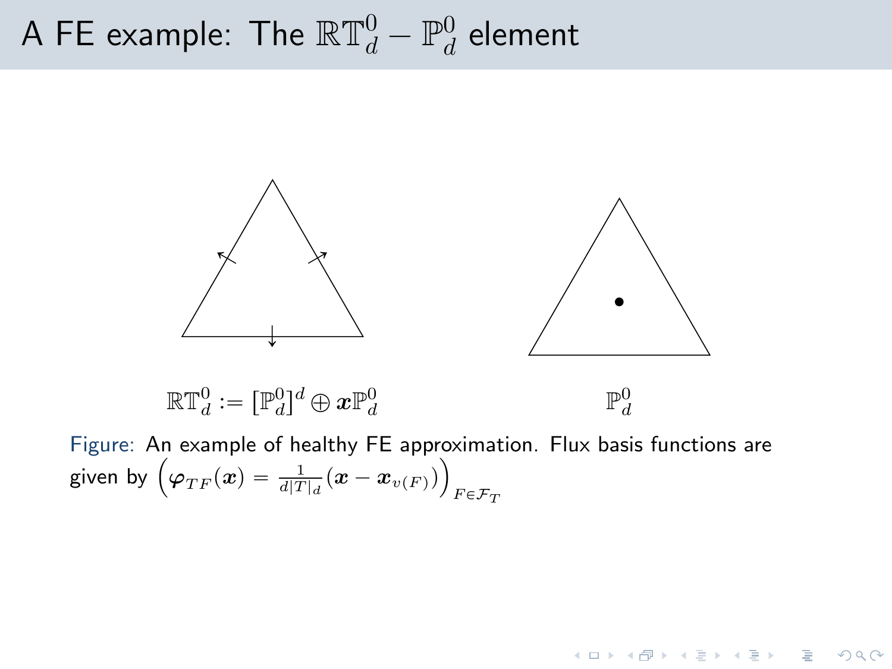# A FE example: The $\mathbb{RT}_d^0 - \mathbb{P}_d^0$ element

$\mathbb{RT}_d^0 := [\mathbb{P}_d^0]^d \oplus \boldsymbol{x}\mathbb{P}_d^0$

$\mathbb{P}_d^0$

Figure: An example of healthy FE approximation. Flux basis functions are given by $\left(\boldsymbol{\varphi}_{TF}(\boldsymbol{x}) = \frac{1}{d|T|_d}(\boldsymbol{x} - \boldsymbol{x}_{v(F)})\right)_{F \in \mathcal{F}_T}$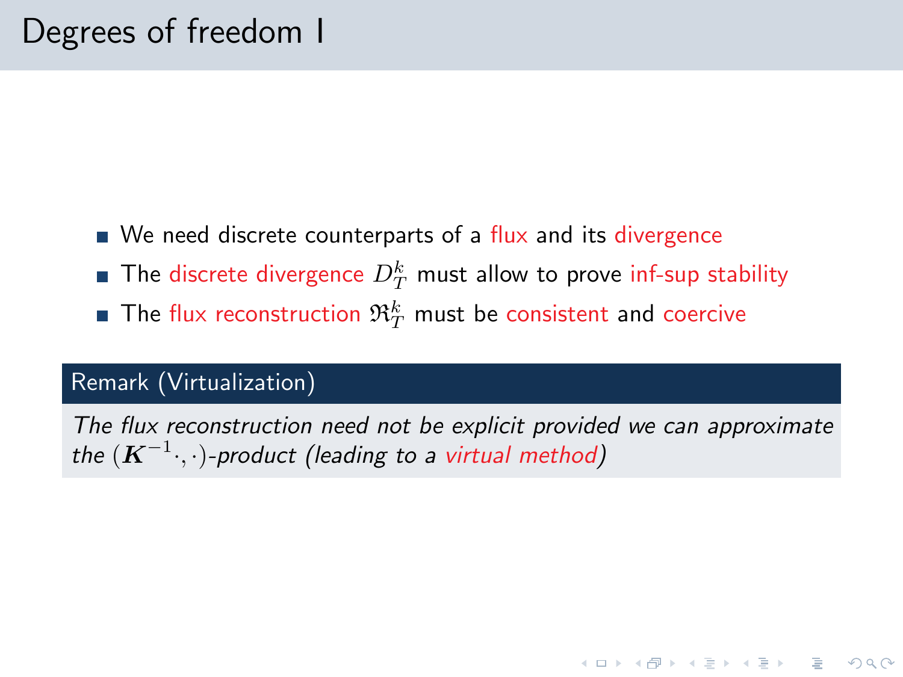# Degrees of freedom I

- We need discrete counterparts of a flux and its divergence
- The discrete divergence $D_T^k$ must allow to prove inf-sup stability
- The flux reconstruction $\mathfrak{R}_T^k$ must be consistent and coercive

**Remark (Virtualization)**

*The flux reconstruction need not be explicit provided we can approximate the $(\boldsymbol{K}^{-1}\cdot,\cdot)$-product (leading to a virtual method)*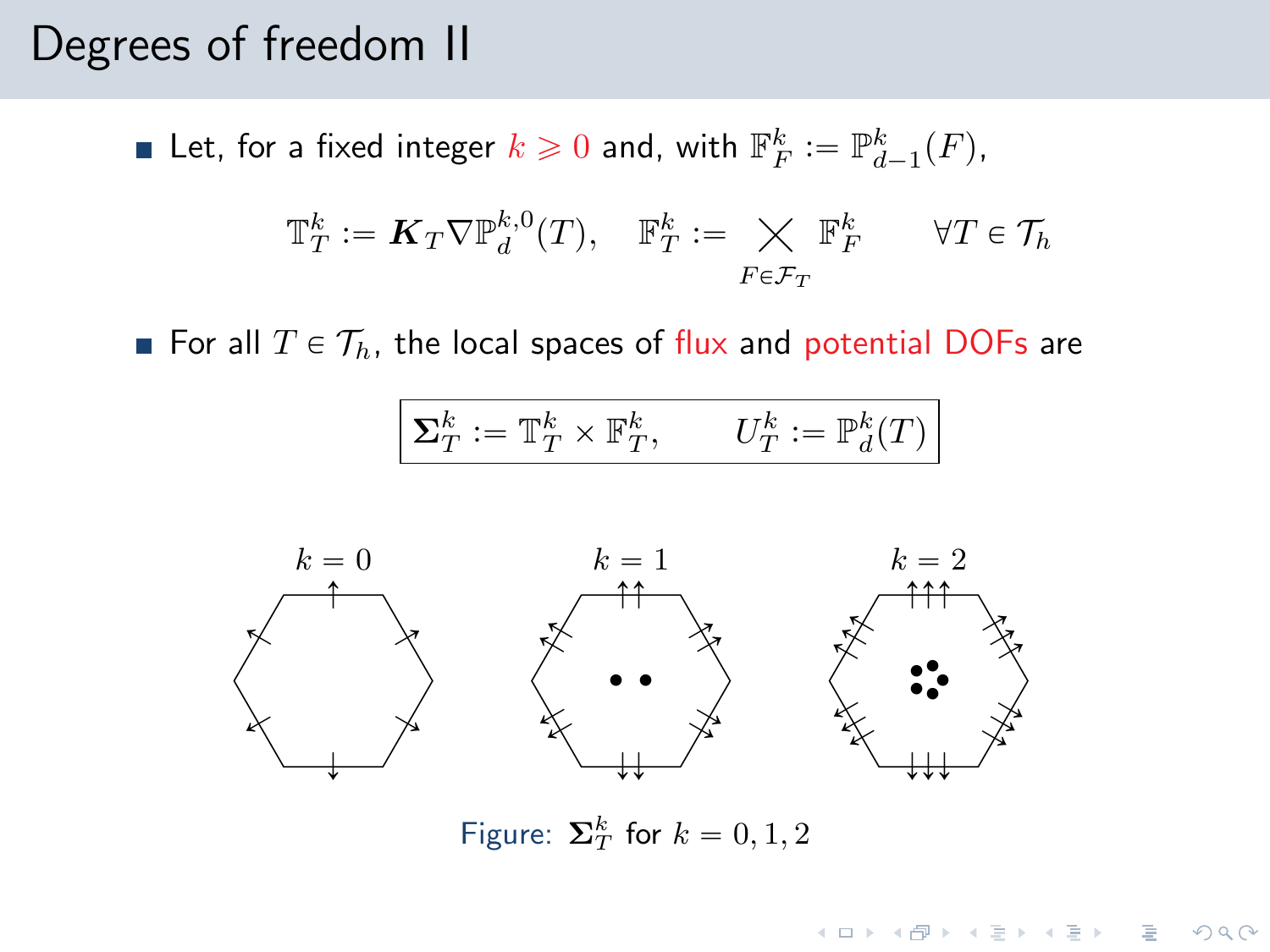# Degrees of freedom II

- Let, for a fixed integer $k \geqslant 0$ and, with $\mathbb{F}_F^k := \mathbb{P}_{d-1}^k(F)$,

$$\mathbb{T}_T^k := \boldsymbol{K}_T \nabla \mathbb{P}_d^{k,0}(T), \quad \mathbb{F}_T^k := \bigtimes_{F \in \mathcal{F}_T} \mathbb{F}_F^k \qquad \forall T \in \mathcal{T}_h$$

- For all $T \in \mathcal{T}_h$, the local spaces of flux and potential DOFs are

$$\boxed{\boldsymbol{\Sigma}_T^k := \mathbb{T}_T^k \times \mathbb{F}_T^k, \qquad U_T^k := \mathbb{P}_d^k(T)}$$

Figure: $\boldsymbol{\Sigma}_T^k$ for $k = 0, 1, 2$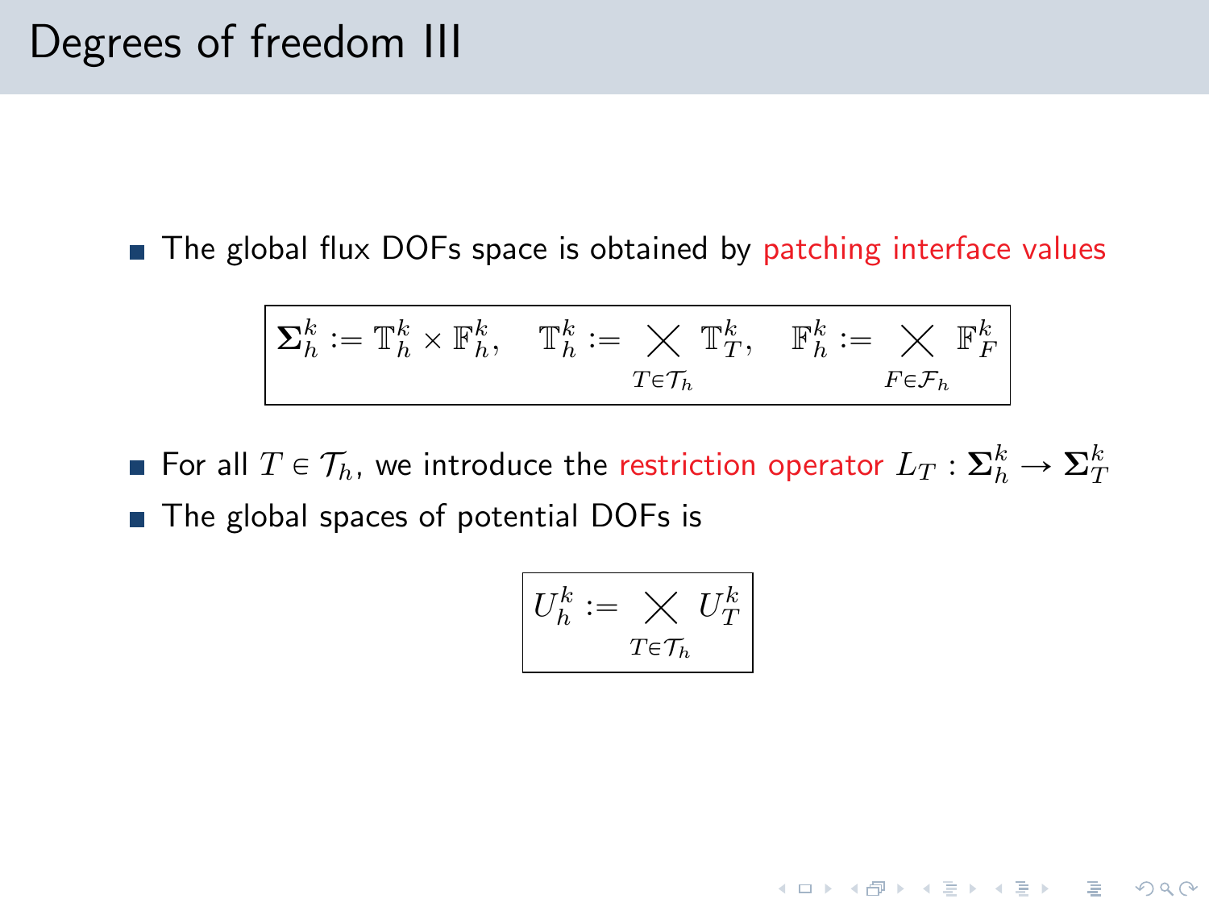# Degrees of freedom III

- The global flux DOFs space is obtained by patching interface values

$$
\boxed{\boldsymbol{\Sigma}_h^k := \mathbb{T}_h^k \times \mathbb{F}_h^k, \quad \mathbb{T}_h^k := \bigtimes_{T \in \mathcal{T}_h} \mathbb{T}_T^k, \quad \mathbb{F}_h^k := \bigtimes_{F \in \mathcal{F}_h} \mathbb{F}_F^k}
$$

- For all $T \in \mathcal{T}_h$, we introduce the restriction operator $L_T : \boldsymbol{\Sigma}_h^k \to \boldsymbol{\Sigma}_T^k$
- The global spaces of potential DOFs is

$$
\boxed{U_h^k := \bigtimes_{T \in \mathcal{T}_h} U_T^k}
$$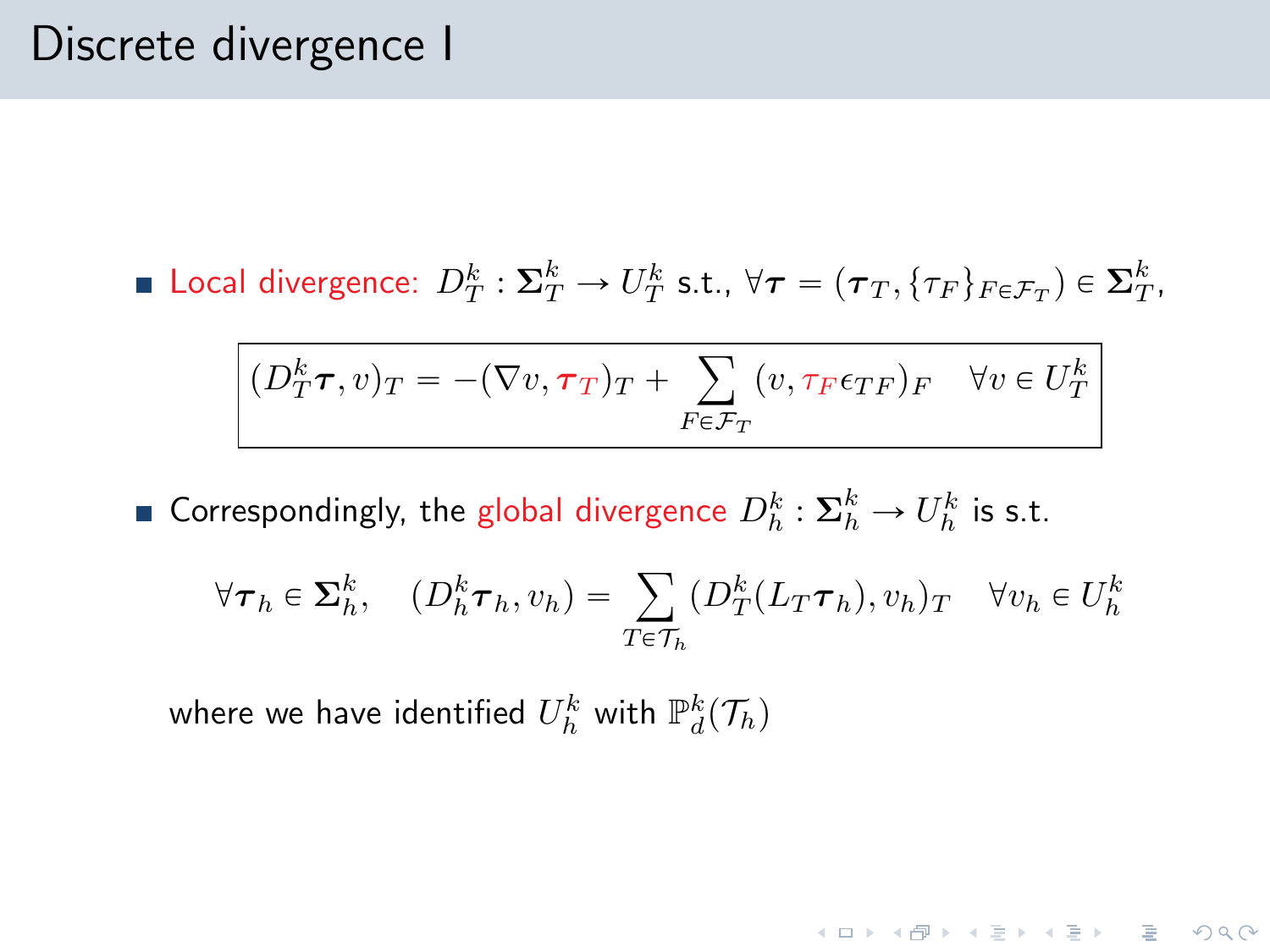# Discrete divergence I

- Local divergence: $D_T^k : \boldsymbol{\Sigma}_T^k \to U_T^k$ s.t., $\forall \boldsymbol{\tau} = (\boldsymbol{\tau}_T, \{\tau_F\}_{F \in \mathcal{F}_T}) \in \boldsymbol{\Sigma}_T^k$,

$$\boxed{(D_T^k \boldsymbol{\tau}, v)_T = -(\nabla v, \boldsymbol{\tau}_T)_T + \sum_{F \in \mathcal{F}_T} (v, \tau_F \epsilon_{TF})_F \quad \forall v \in U_T^k}$$

- Correspondingly, the global divergence $D_h^k : \boldsymbol{\Sigma}_h^k \to U_h^k$ is s.t.

$$\forall \boldsymbol{\tau}_h \in \boldsymbol{\Sigma}_h^k, \quad (D_h^k \boldsymbol{\tau}_h, v_h) = \sum_{T \in \mathcal{T}_h} (D_T^k (L_T \boldsymbol{\tau}_h), v_h)_T \quad \forall v_h \in U_h^k$$

where we have identified $U_h^k$ with $\mathbb{P}_d^k(\mathcal{T}_h)$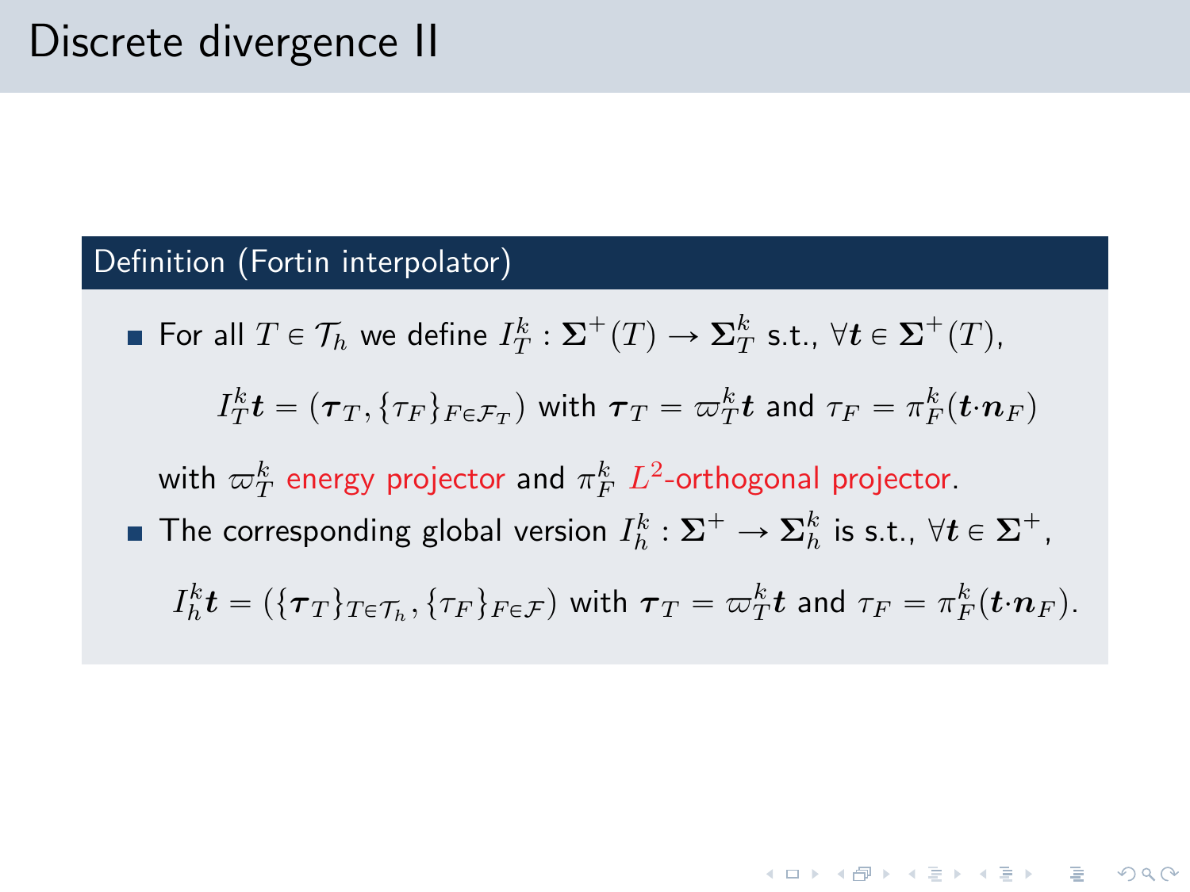# Discrete divergence II

**Definition (Fortin interpolator)**

- For all $T \in \mathcal{T}_h$ we define $I_T^k : \boldsymbol{\Sigma}^+(T) \to \boldsymbol{\Sigma}_T^k$ s.t., $\forall \boldsymbol{t} \in \boldsymbol{\Sigma}^+(T)$,

  $$I_T^k \boldsymbol{t} = (\boldsymbol{\tau}_T, \{\tau_F\}_{F \in \mathcal{F}_T}) \text{ with } \boldsymbol{\tau}_T = \varpi_T^k \boldsymbol{t} \text{ and } \tau_F = \pi_F^k(\boldsymbol{t} \cdot \boldsymbol{n}_F)$$

  with $\varpi_T^k$ energy projector and $\pi_F^k$ $L^2$-orthogonal projector.
- The corresponding global version $I_h^k : \boldsymbol{\Sigma}^+ \to \boldsymbol{\Sigma}_h^k$ is s.t., $\forall \boldsymbol{t} \in \boldsymbol{\Sigma}^+$,

  $$I_h^k \boldsymbol{t} = (\{\boldsymbol{\tau}_T\}_{T \in \mathcal{T}_h}, \{\tau_F\}_{F \in \mathcal{F}}) \text{ with } \boldsymbol{\tau}_T = \varpi_T^k \boldsymbol{t} \text{ and } \tau_F = \pi_F^k(\boldsymbol{t} \cdot \boldsymbol{n}_F).$$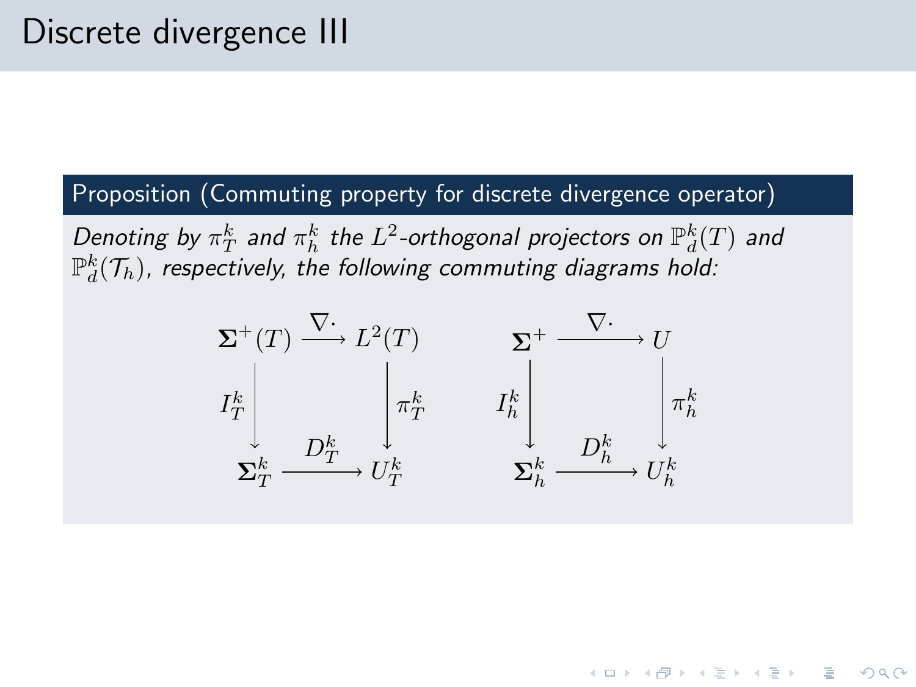# Discrete divergence III

**Proposition (Commuting property for discrete divergence operator)**

*Denoting by $\pi_T^k$ and $\pi_h^k$ the $L^2$-orthogonal projectors on $\mathbb{P}_d^k(T)$ and $\mathbb{P}_d^k(\mathcal{T}_h)$, respectively, the following commuting diagrams hold:*

$$
\begin{array}{ccc}
\boldsymbol{\Sigma}^+(T) & \xrightarrow{\nabla\cdot} & L^2(T) \\
\Big\downarrow{\scriptstyle I_T^k} & & \Big\downarrow{\scriptstyle \pi_T^k} \\
\boldsymbol{\Sigma}_T^k & \xrightarrow{D_T^k} & U_T^k
\end{array}
\qquad\qquad
\begin{array}{ccc}
\boldsymbol{\Sigma}^+ & \xrightarrow{\nabla\cdot} & U \\
\Big\downarrow{\scriptstyle I_h^k} & & \Big\downarrow{\scriptstyle \pi_h^k} \\
\boldsymbol{\Sigma}_h^k & \xrightarrow{D_h^k} & U_h^k
\end{array}
$$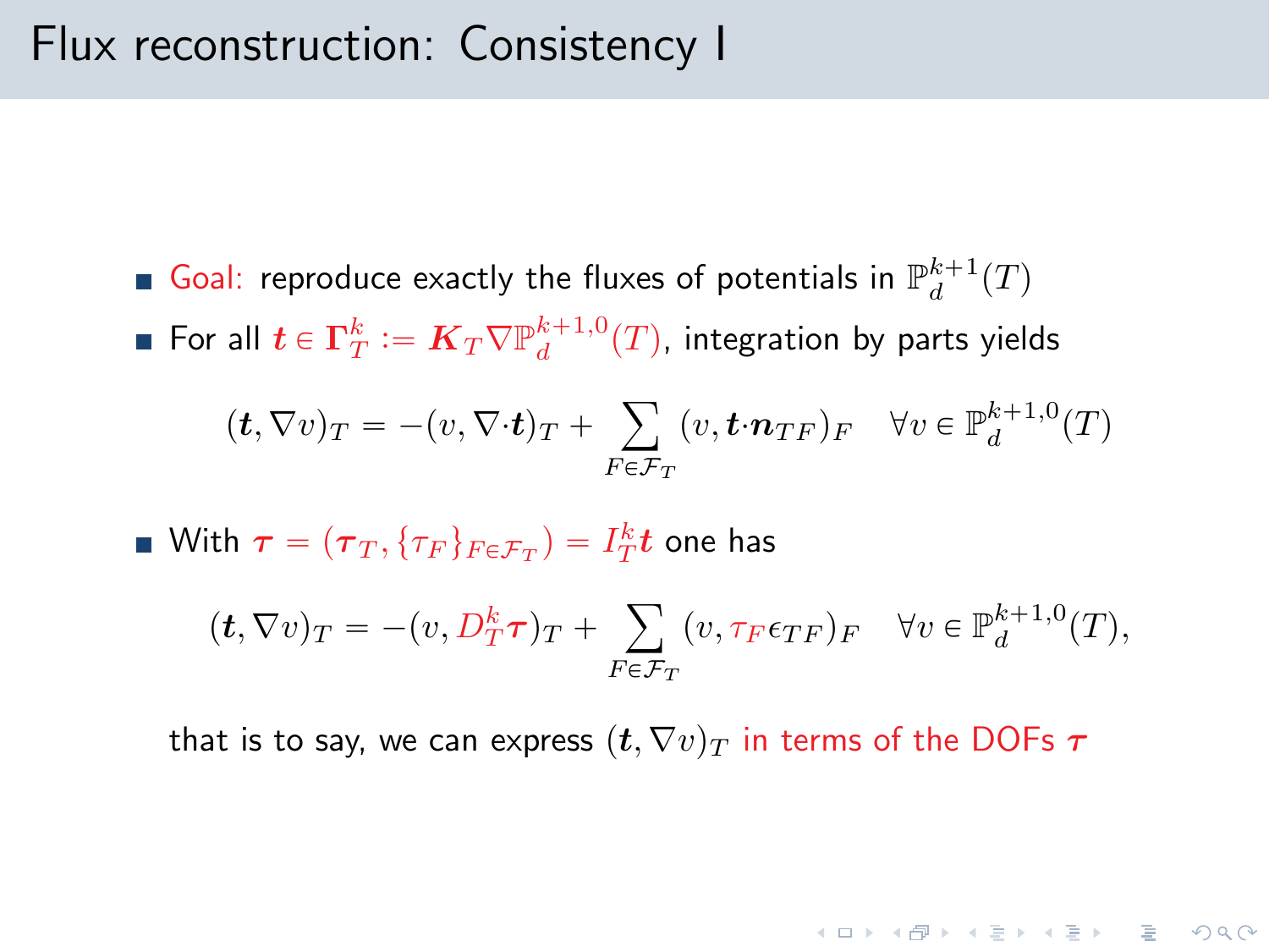# Flux reconstruction: Consistency I

- Goal: reproduce exactly the fluxes of potentials in $\mathbb{P}_d^{k+1}(T)$
- For all $\boldsymbol{t} \in \boldsymbol{\Gamma}_T^k := \boldsymbol{K}_T \nabla \mathbb{P}_d^{k+1,0}(T)$, integration by parts yields

$$(\boldsymbol{t}, \nabla v)_T = -(v, \nabla{\cdot}\boldsymbol{t})_T + \sum_{F \in \mathcal{F}_T} (v, \boldsymbol{t}{\cdot}\boldsymbol{n}_{TF})_F \quad \forall v \in \mathbb{P}_d^{k+1,0}(T)$$

- With $\boldsymbol{\tau} = (\boldsymbol{\tau}_T, \{\tau_F\}_{F \in \mathcal{F}_T}) = I_T^k \boldsymbol{t}$ one has

$$(\boldsymbol{t}, \nabla v)_T = -(v, D_T^k \boldsymbol{\tau})_T + \sum_{F \in \mathcal{F}_T} (v, \tau_F \epsilon_{TF})_F \quad \forall v \in \mathbb{P}_d^{k+1,0}(T),$$

  that is to say, we can express $(\boldsymbol{t}, \nabla v)_T$ in terms of the DOFs $\boldsymbol{\tau}$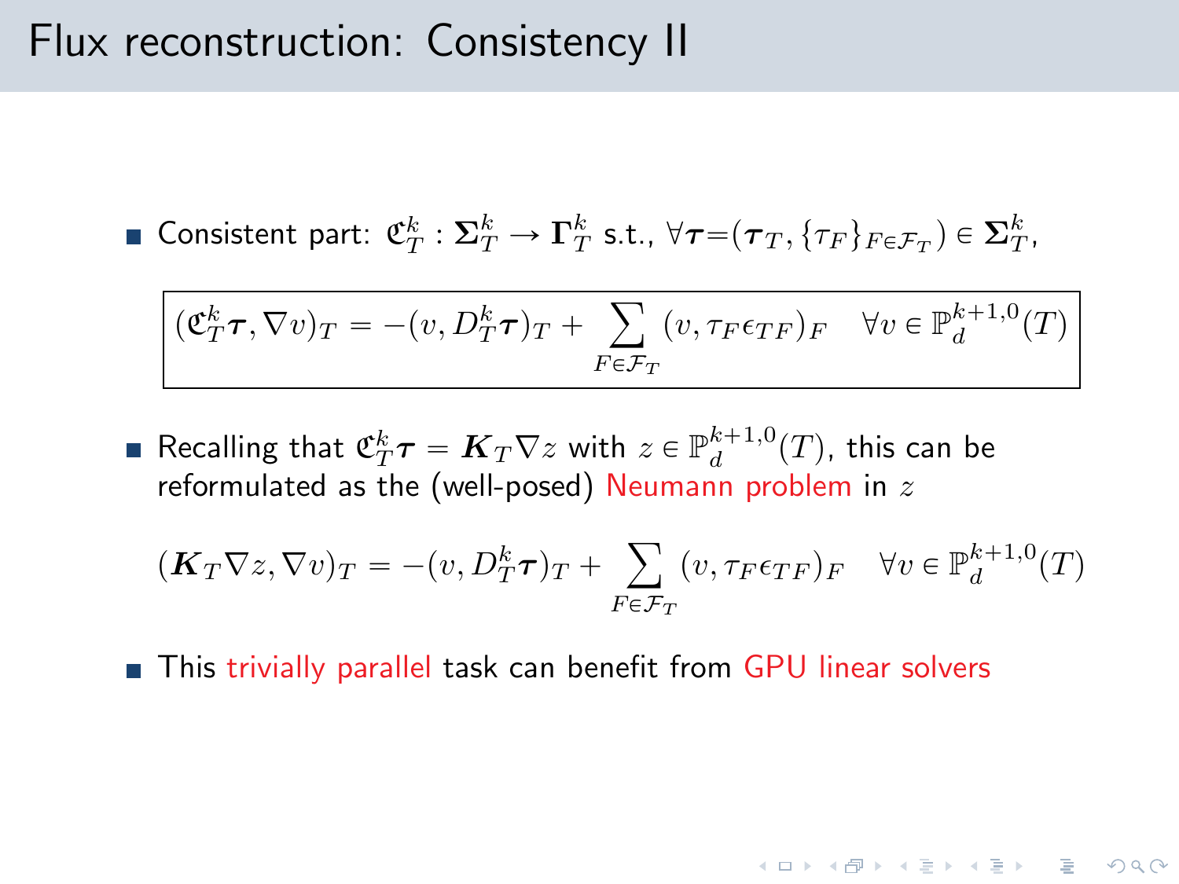# Flux reconstruction: Consistency II

- Consistent part: $\mathfrak{C}_T^k : \boldsymbol{\Sigma}_T^k \to \boldsymbol{\Gamma}_T^k$ s.t., $\forall \boldsymbol{\tau}=(\boldsymbol{\tau}_T, \{\tau_F\}_{F\in\mathcal{F}_T}) \in \boldsymbol{\Sigma}_T^k$,

$$(\mathfrak{C}_T^k \boldsymbol{\tau}, \nabla v)_T = -(v, D_T^k \boldsymbol{\tau})_T + \sum_{F\in\mathcal{F}_T} (v, \tau_F \epsilon_{TF})_F \quad \forall v \in \mathbb{P}_d^{k+1,0}(T)$$

- Recalling that $\mathfrak{C}_T^k \boldsymbol{\tau} = \boldsymbol{K}_T \nabla z$ with $z \in \mathbb{P}_d^{k+1,0}(T)$, this can be reformulated as the (well-posed) Neumann problem in $z$

$$(\boldsymbol{K}_T \nabla z, \nabla v)_T = -(v, D_T^k \boldsymbol{\tau})_T + \sum_{F\in\mathcal{F}_T} (v, \tau_F \epsilon_{TF})_F \quad \forall v \in \mathbb{P}_d^{k+1,0}(T)$$

- This trivially parallel task can benefit from GPU linear solvers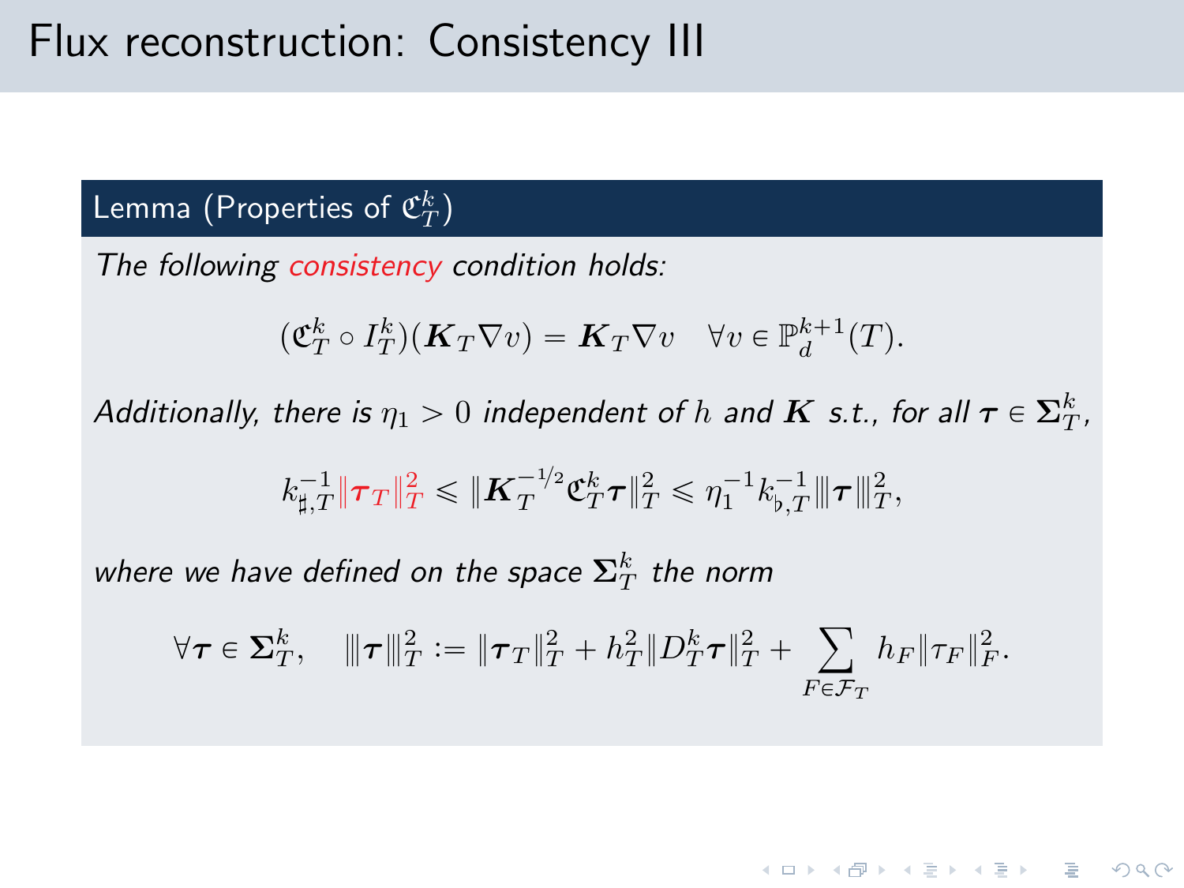# Flux reconstruction: Consistency III

**Lemma (Properties of $\mathfrak{C}_T^k$)**

*The following* *consistency* *condition holds:*

$$(\mathfrak{C}_T^k \circ I_T^k)(\boldsymbol{K}_T \nabla v) = \boldsymbol{K}_T \nabla v \quad \forall v \in \mathbb{P}_d^{k+1}(T).$$

*Additionally, there is $\eta_1 > 0$ independent of $h$ and $\boldsymbol{K}$ s.t., for all $\boldsymbol{\tau} \in \boldsymbol{\Sigma}_T^k$,*

$$k_{\sharp,T}^{-1} \|\boldsymbol{\tau}_T\|_T^2 \leqslant \|\boldsymbol{K}_T^{-1/2} \mathfrak{C}_T^k \boldsymbol{\tau}\|_T^2 \leqslant \eta_1^{-1} k_{\flat,T}^{-1} |||\boldsymbol{\tau}|||_T^2,$$

*where we have defined on the space $\boldsymbol{\Sigma}_T^k$ the norm*

$$\forall \boldsymbol{\tau} \in \boldsymbol{\Sigma}_T^k, \quad |||\boldsymbol{\tau}|||_T^2 := \|\boldsymbol{\tau}_T\|_T^2 + h_T^2 \|D_T^k \boldsymbol{\tau}\|_T^2 + \sum_{F \in \mathcal{F}_T} h_F \|\tau_F\|_F^2.$$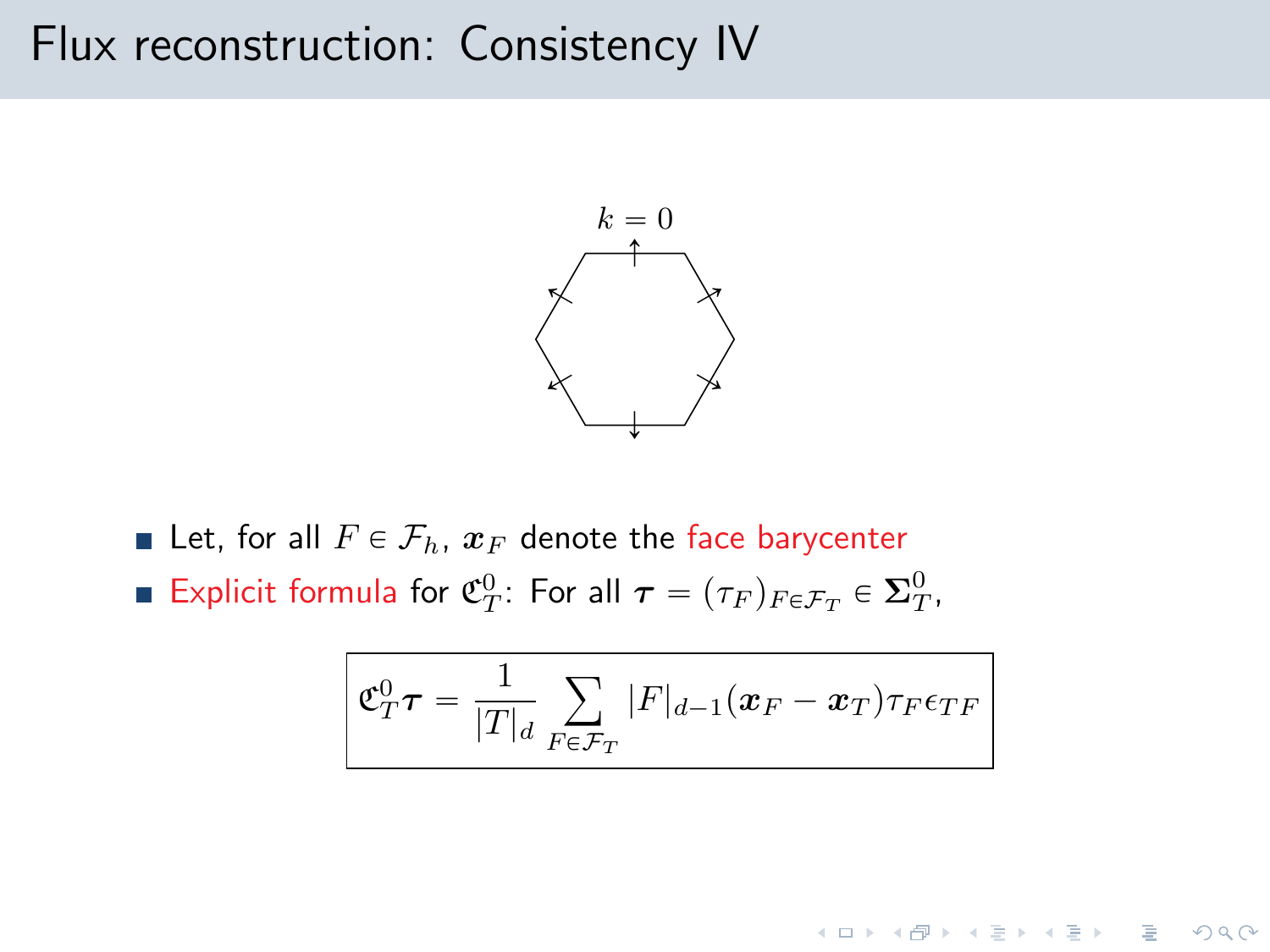# Flux reconstruction: Consistency IV

$k = 0$

- Let, for all $F \in \mathcal{F}_h$, $\boldsymbol{x}_F$ denote the face barycenter
- Explicit formula for $\mathfrak{C}_T^0$: For all $\boldsymbol{\tau} = (\tau_F)_{F \in \mathcal{F}_T} \in \boldsymbol{\Sigma}_T^0$,

$$\mathfrak{C}_T^0 \boldsymbol{\tau} = \frac{1}{|T|_d} \sum_{F \in \mathcal{F}_T} |F|_{d-1} (\boldsymbol{x}_F - \boldsymbol{x}_T) \tau_F \epsilon_{TF}$$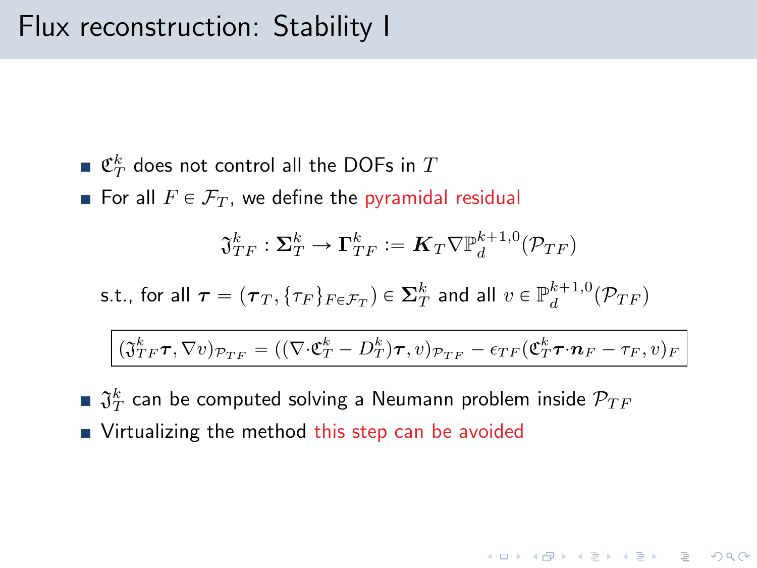# Flux reconstruction: Stability I

- $\mathfrak{C}_T^k$ does not control all the DOFs in $T$
- For all $F \in \mathcal{F}_T$, we define the pyramidal residual

$$\mathfrak{J}_{TF}^k : \boldsymbol{\Sigma}_T^k \to \boldsymbol{\Gamma}_{TF}^k := \boldsymbol{K}_T \nabla \mathbb{P}_d^{k+1,0}(\mathcal{P}_{TF})$$

s.t., for all $\boldsymbol{\tau} = (\boldsymbol{\tau}_T, \{\tau_F\}_{F \in \mathcal{F}_T}) \in \boldsymbol{\Sigma}_T^k$ and all $v \in \mathbb{P}_d^{k+1,0}(\mathcal{P}_{TF})$

$$\boxed{(\mathfrak{J}_{TF}^k \boldsymbol{\tau}, \nabla v)_{\mathcal{P}_{TF}} = ((\nabla \cdot \mathfrak{C}_T^k - D_T^k)\boldsymbol{\tau}, v)_{\mathcal{P}_{TF}} - \epsilon_{TF}(\mathfrak{C}_T^k \boldsymbol{\tau} \cdot \boldsymbol{n}_F - \tau_F, v)_F}$$

- $\mathfrak{J}_T^k$ can be computed solving a Neumann problem inside $\mathcal{P}_{TF}$
- Virtualizing the method this step can be avoided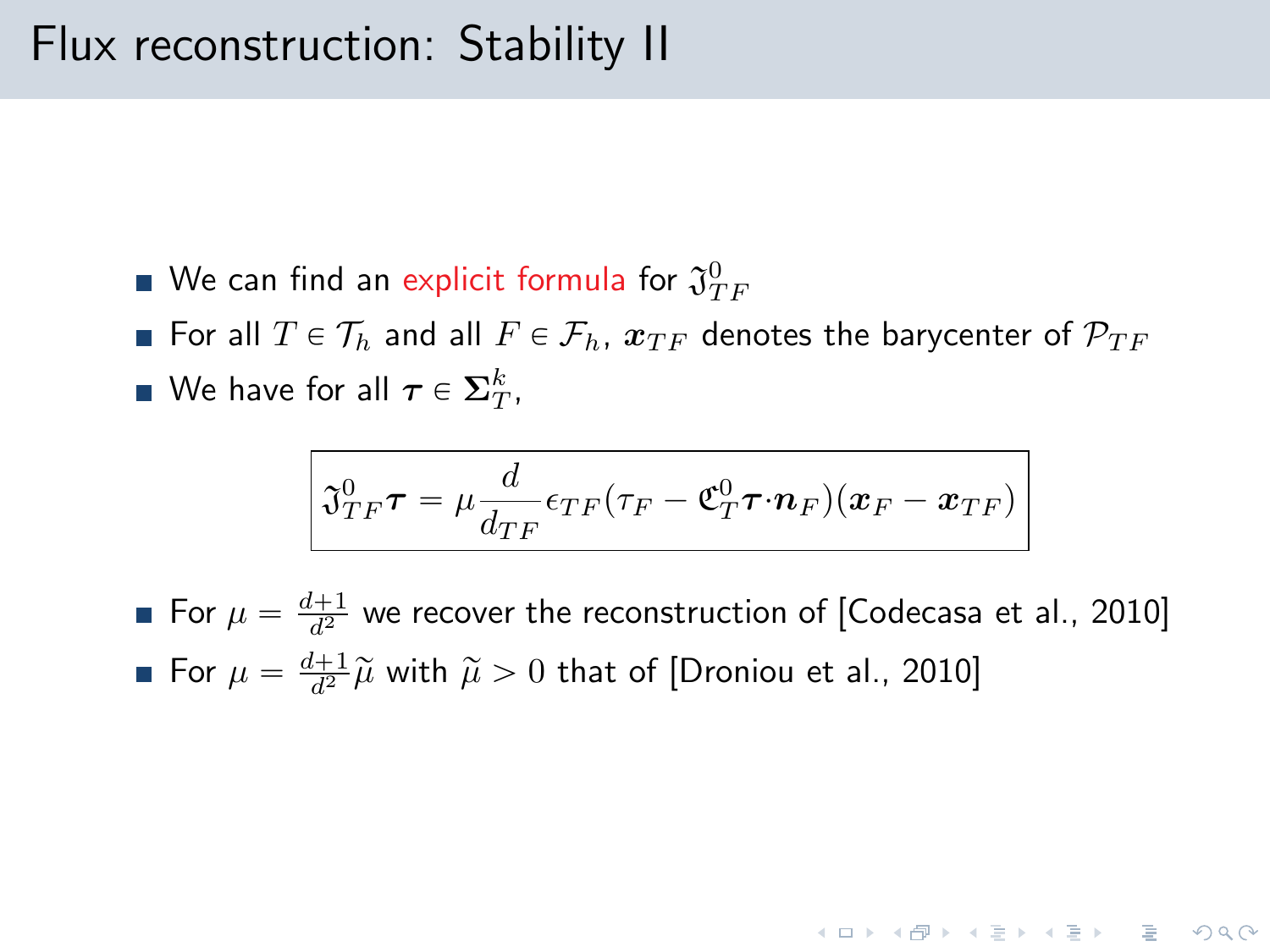# Flux reconstruction: Stability II

- We can find an explicit formula for $\mathfrak{J}_{TF}^0$
- For all $T \in \mathcal{T}_h$ and all $F \in \mathcal{F}_h$, $\boldsymbol{x}_{TF}$ denotes the barycenter of $\mathcal{P}_{TF}$
- We have for all $\boldsymbol{\tau} \in \boldsymbol{\Sigma}_T^k$,

$$
\boxed{\mathfrak{J}_{TF}^0 \boldsymbol{\tau} = \mu \frac{d}{d_{TF}} \epsilon_{TF} (\tau_F - \mathfrak{C}_T^0 \boldsymbol{\tau} \cdot \boldsymbol{n}_F)(\boldsymbol{x}_F - \boldsymbol{x}_{TF})}
$$

- For $\mu = \frac{d+1}{d^2}$ we recover the reconstruction of [Codecasa et al., 2010]
- For $\mu = \frac{d+1}{d^2}\widetilde{\mu}$ with $\widetilde{\mu} > 0$ that of [Droniou et al., 2010]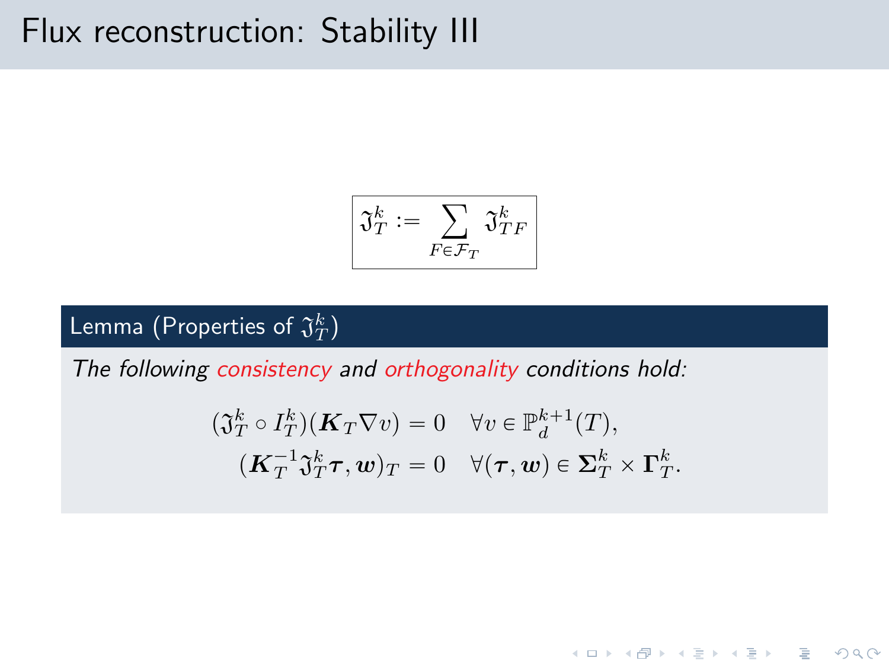# Flux reconstruction: Stability III

$$\boxed{\mathfrak{J}_T^k := \sum_{F \in \mathcal{F}_T} \mathfrak{J}_{TF}^k}$$

**Lemma (Properties of $\mathfrak{J}_T^k$)**

*The following consistency and orthogonality conditions hold:*

$$
\begin{aligned}
(\mathfrak{J}_T^k \circ I_T^k)(\boldsymbol{K}_T \nabla v) &= 0 \quad \forall v \in \mathbb{P}_d^{k+1}(T), \\
(\boldsymbol{K}_T^{-1} \mathfrak{J}_T^k \boldsymbol{\tau}, \boldsymbol{w})_T &= 0 \quad \forall (\boldsymbol{\tau}, \boldsymbol{w}) \in \boldsymbol{\Sigma}_T^k \times \boldsymbol{\Gamma}_T^k.
\end{aligned}
$$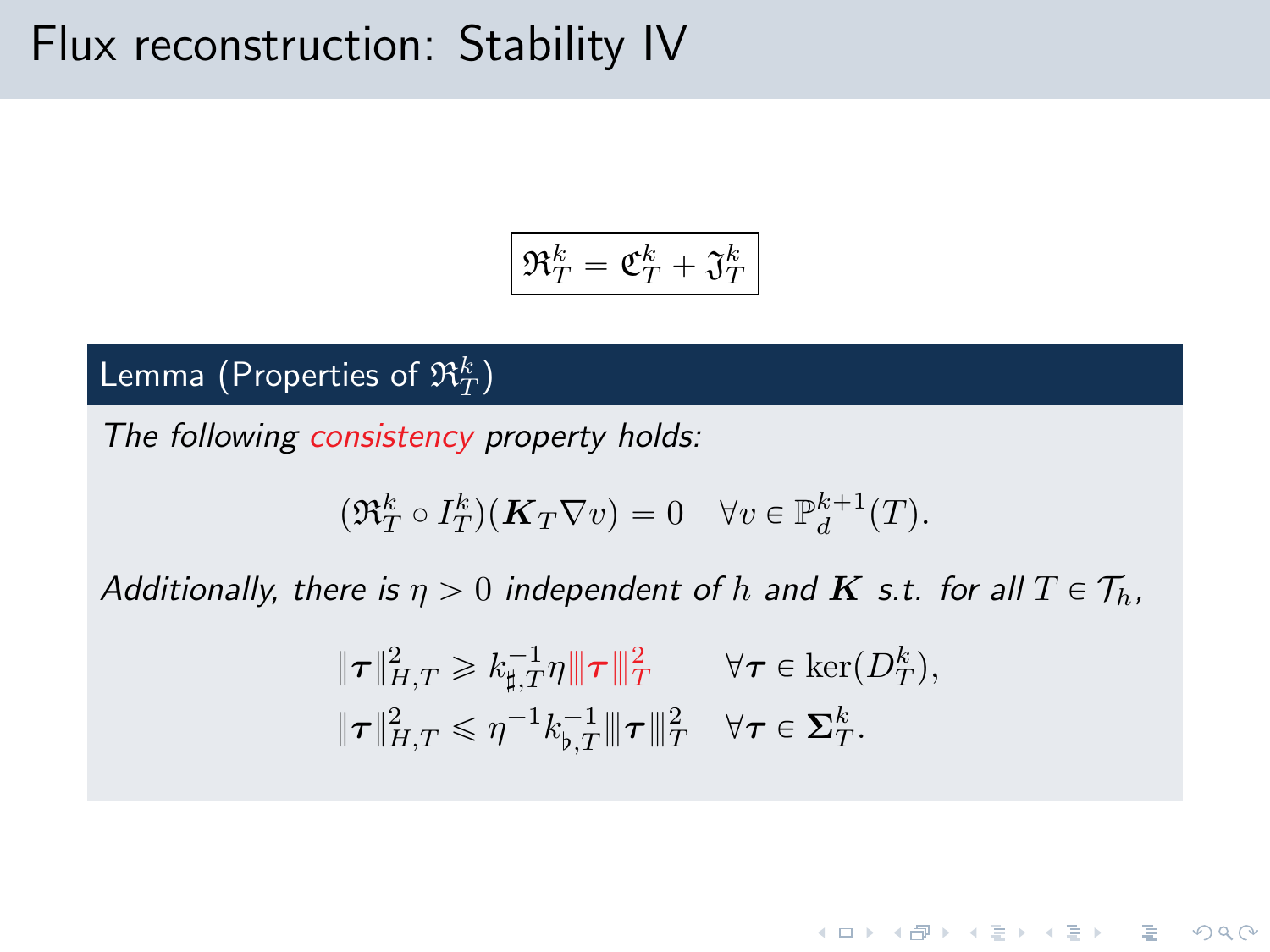# Flux reconstruction: Stability IV

$$\boxed{\mathfrak{R}_T^k = \mathfrak{C}_T^k + \mathfrak{J}_T^k}$$

**Lemma (Properties of $\mathfrak{R}_T^k$)**

*The following consistency property holds:*

$$(\mathfrak{R}_T^k \circ I_T^k)(\boldsymbol{K}_T \nabla v) = 0 \quad \forall v \in \mathbb{P}_d^{k+1}(T).$$

*Additionally, there is $\eta > 0$ independent of $h$ and $\boldsymbol{K}$ s.t. for all $T \in \mathcal{T}_h$,*

$$\begin{aligned}
\|\boldsymbol{\tau}\|_{H,T}^2 &\geqslant k_{\sharp,T}^{-1} \eta |||\boldsymbol{\tau}|||_T^2 \qquad \forall \boldsymbol{\tau} \in \ker(D_T^k), \\
\|\boldsymbol{\tau}\|_{H,T}^2 &\leqslant \eta^{-1} k_{\flat,T}^{-1} |||\boldsymbol{\tau}|||_T^2 \quad \forall \boldsymbol{\tau} \in \boldsymbol{\Sigma}_T^k.
\end{aligned}$$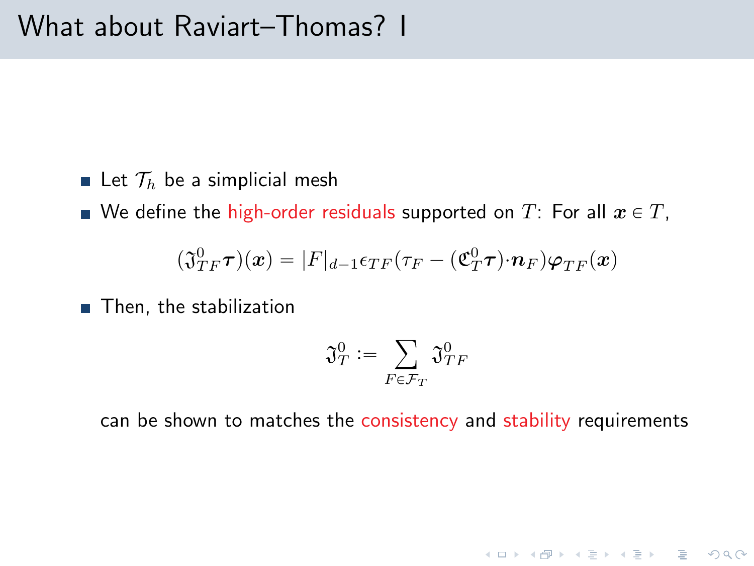# What about Raviart–Thomas? I

- Let $\mathcal{T}_h$ be a simplicial mesh
- We define the high-order residuals supported on $T$: For all $\boldsymbol{x} \in T$,

$$(\mathfrak{J}^0_{TF}\boldsymbol{\tau})(\boldsymbol{x}) = |F|_{d-1}\epsilon_{TF}(\tau_F - (\mathfrak{C}^0_T\boldsymbol{\tau})\cdot\boldsymbol{n}_F)\boldsymbol{\varphi}_{TF}(\boldsymbol{x})$$

- Then, the stabilization

$$\mathfrak{J}^0_T := \sum_{F\in\mathcal{F}_T} \mathfrak{J}^0_{TF}$$

can be shown to matches the consistency and stability requirements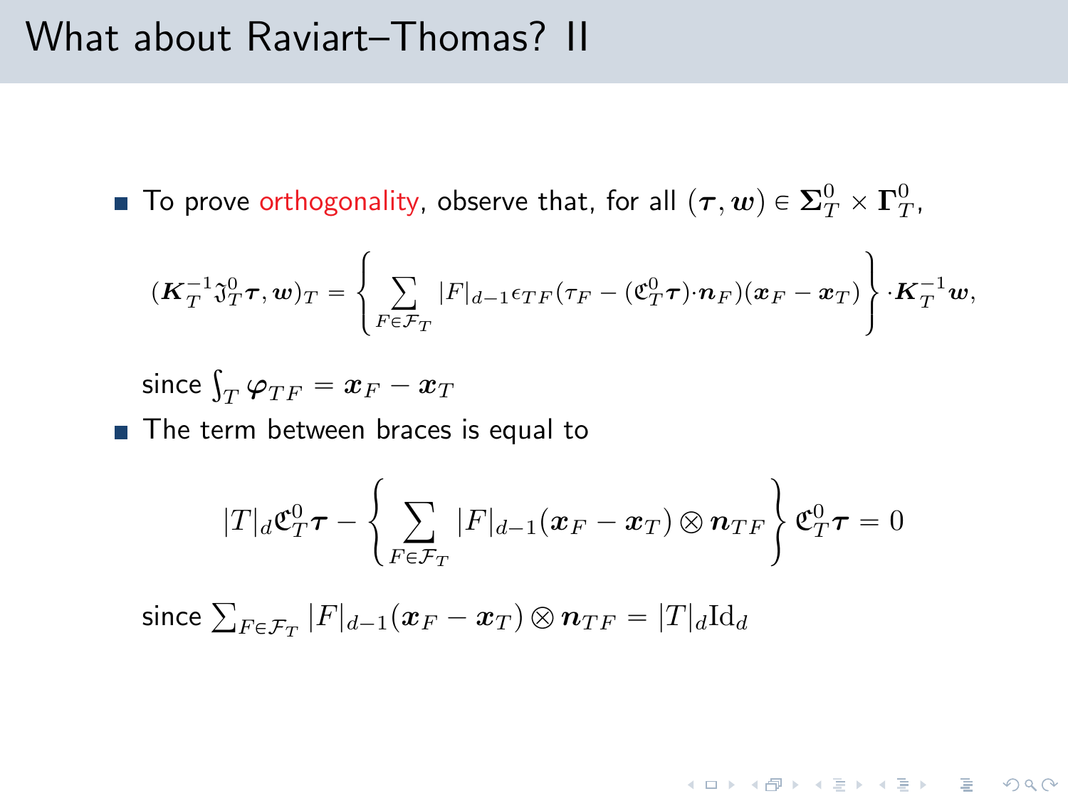# What about Raviart–Thomas? II

- To prove orthogonality, observe that, for all $(\boldsymbol{\tau}, \boldsymbol{w}) \in \boldsymbol{\Sigma}_T^0 \times \boldsymbol{\Gamma}_T^0$,

$$(\boldsymbol{K}_T^{-1} \mathfrak{I}_T^0 \boldsymbol{\tau}, \boldsymbol{w})_T = \left\{ \sum_{F \in \mathcal{F}_T} |F|_{d-1} \epsilon_{TF} (\tau_F - (\mathfrak{C}_T^0 \boldsymbol{\tau}) \cdot \boldsymbol{n}_F)(\boldsymbol{x}_F - \boldsymbol{x}_T) \right\} \cdot \boldsymbol{K}_T^{-1} \boldsymbol{w},$$

  since $\int_T \boldsymbol{\varphi}_{TF} = \boldsymbol{x}_F - \boldsymbol{x}_T$

- The term between braces is equal to

$$|T|_d \mathfrak{C}_T^0 \boldsymbol{\tau} - \left\{ \sum_{F \in \mathcal{F}_T} |F|_{d-1} (\boldsymbol{x}_F - \boldsymbol{x}_T) \otimes \boldsymbol{n}_{TF} \right\} \mathfrak{C}_T^0 \boldsymbol{\tau} = 0$$

  since $\sum_{F \in \mathcal{F}_T} |F|_{d-1} (\boldsymbol{x}_F - \boldsymbol{x}_T) \otimes \boldsymbol{n}_{TF} = |T|_d \mathrm{Id}_d$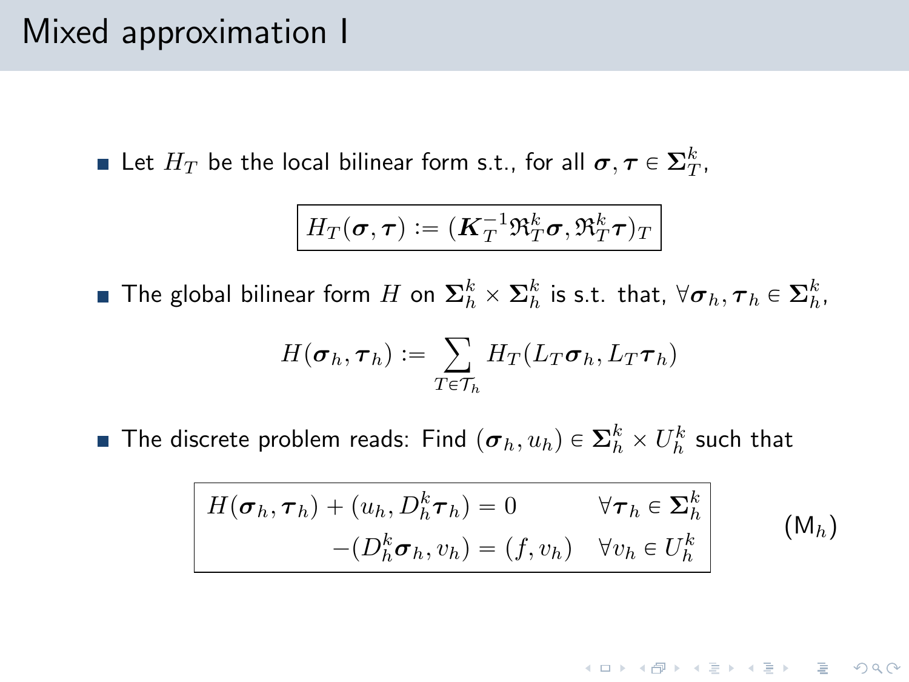# Mixed approximation I

- Let $H_T$ be the local bilinear form s.t., for all $\boldsymbol{\sigma}, \boldsymbol{\tau} \in \boldsymbol{\Sigma}_T^k$,

$$\boxed{H_T(\boldsymbol{\sigma}, \boldsymbol{\tau}) := (\boldsymbol{K}_T^{-1} \mathfrak{R}_T^k \boldsymbol{\sigma}, \mathfrak{R}_T^k \boldsymbol{\tau})_T}$$

- The global bilinear form $H$ on $\boldsymbol{\Sigma}_h^k \times \boldsymbol{\Sigma}_h^k$ is s.t. that, $\forall \boldsymbol{\sigma}_h, \boldsymbol{\tau}_h \in \boldsymbol{\Sigma}_h^k$,

$$H(\boldsymbol{\sigma}_h, \boldsymbol{\tau}_h) := \sum_{T \in \mathcal{T}_h} H_T(L_T \boldsymbol{\sigma}_h, L_T \boldsymbol{\tau}_h)$$

- The discrete problem reads: Find $(\boldsymbol{\sigma}_h, u_h) \in \boldsymbol{\Sigma}_h^k \times U_h^k$ such that

$$\boxed{\begin{aligned} H(\boldsymbol{\sigma}_h, \boldsymbol{\tau}_h) + (u_h, D_h^k \boldsymbol{\tau}_h) &= 0 & \forall \boldsymbol{\tau}_h \in \boldsymbol{\Sigma}_h^k \\ -(D_h^k \boldsymbol{\sigma}_h, v_h) &= (f, v_h) & \forall v_h \in U_h^k \end{aligned}} \qquad (\mathsf{M}_h)$$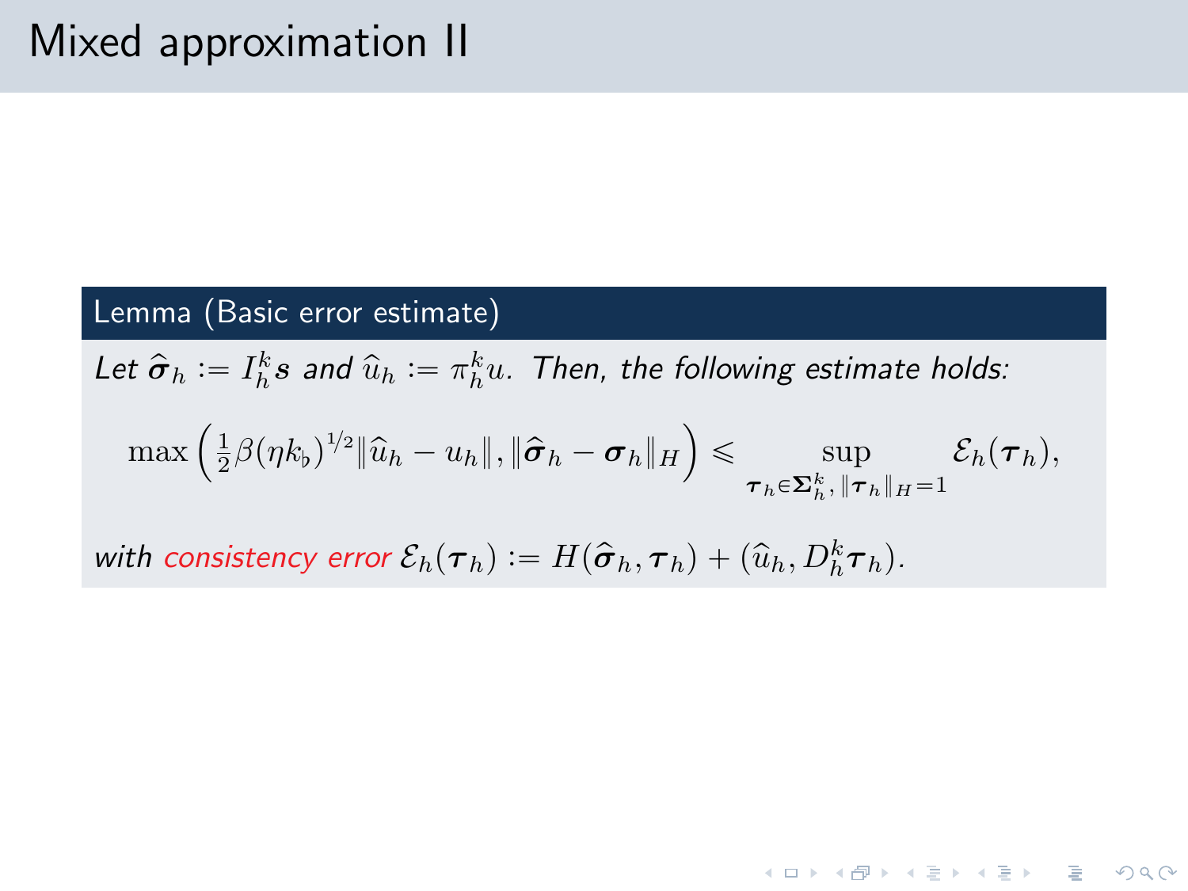# Mixed approximation II

**Lemma (Basic error estimate)**

*Let* $\widehat{\boldsymbol{\sigma}}_h := I_h^k \boldsymbol{s}$ *and* $\widehat{u}_h := \pi_h^k u$. *Then, the following estimate holds:*

$$\max\left(\tfrac{1}{2}\beta(\eta k_\flat)^{1/2}\|\widehat{u}_h - u_h\|, \|\widehat{\boldsymbol{\sigma}}_h - \boldsymbol{\sigma}_h\|_H\right) \leqslant \sup_{\boldsymbol{\tau}_h \in \boldsymbol{\Sigma}_h^k,\, \|\boldsymbol{\tau}_h\|_H = 1} \mathcal{E}_h(\boldsymbol{\tau}_h),$$

*with consistency error* $\mathcal{E}_h(\boldsymbol{\tau}_h) := H(\widehat{\boldsymbol{\sigma}}_h, \boldsymbol{\tau}_h) + (\widehat{u}_h, D_h^k \boldsymbol{\tau}_h)$.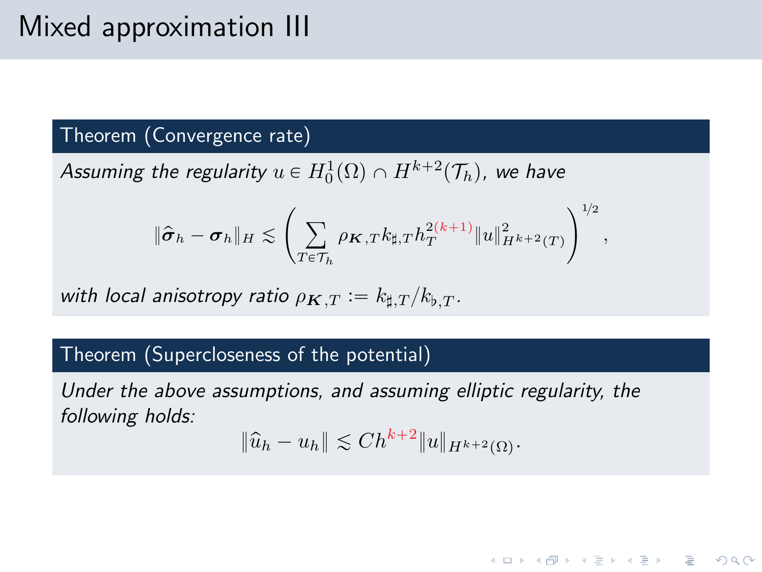# Mixed approximation III

**Theorem (Convergence rate)**

*Assuming the regularity $u \in H_0^1(\Omega) \cap H^{k+2}(\mathcal{T}_h)$, we have*

$$\|\widehat{\boldsymbol{\sigma}}_h - \boldsymbol{\sigma}_h\|_H \lesssim \left( \sum_{T \in \mathcal{T}_h} \rho_{\boldsymbol{K},T} k_{\sharp,T} h_T^{2(k+1)} \|u\|_{H^{k+2}(T)}^2 \right)^{1/2},$$

*with local anisotropy ratio $\rho_{\boldsymbol{K},T} := k_{\sharp,T}/k_{\flat,T}$.*

**Theorem (Supercloseness of the potential)**

*Under the above assumptions, and assuming elliptic regularity, the following holds:*

$$\|\widehat{u}_h - u_h\| \lesssim Ch^{k+2} \|u\|_{H^{k+2}(\Omega)}.$$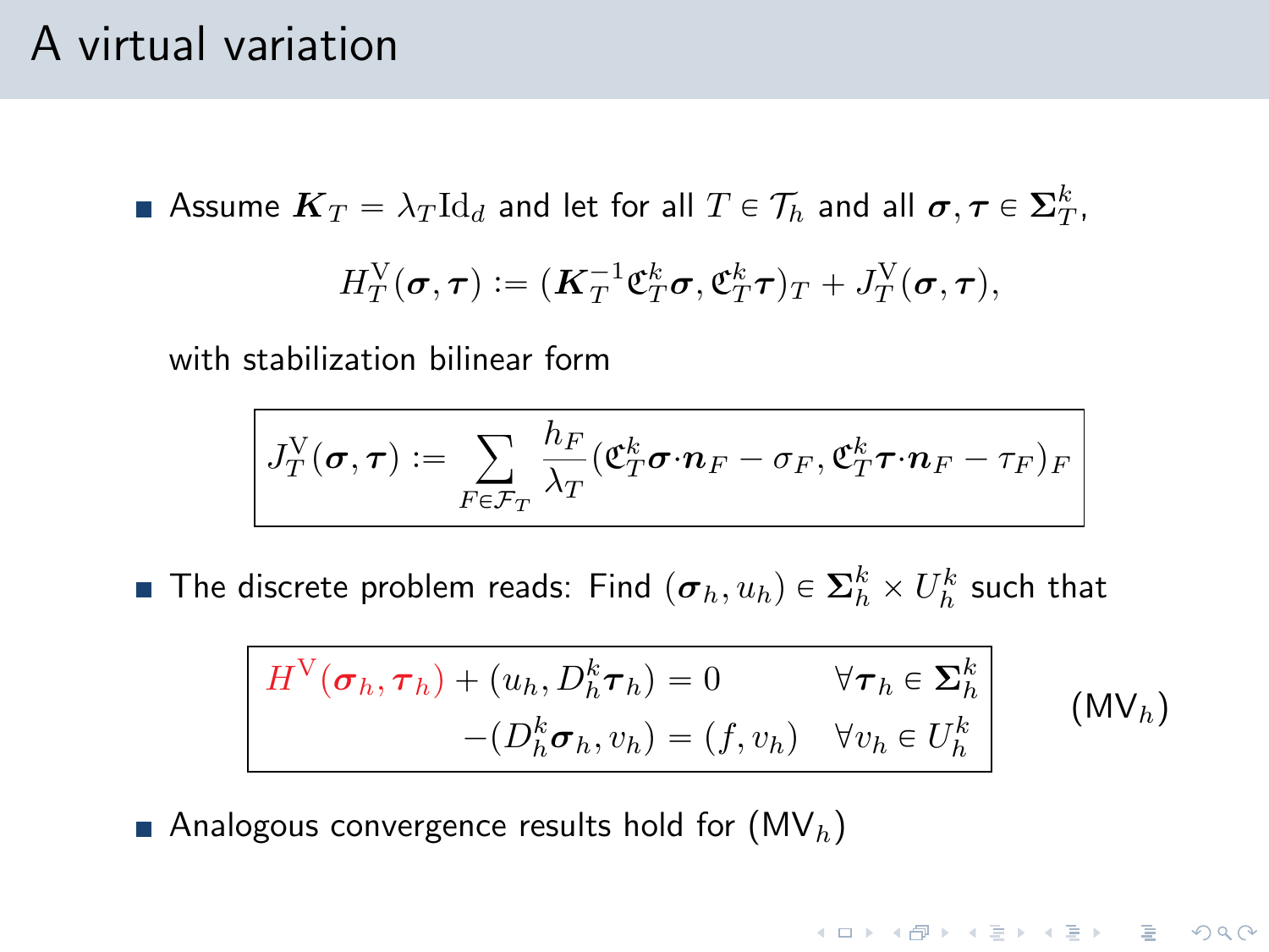# A virtual variation

- Assume $\boldsymbol{K}_T = \lambda_T \mathrm{Id}_d$ and let for all $T \in \mathcal{T}_h$ and all $\boldsymbol{\sigma}, \boldsymbol{\tau} \in \boldsymbol{\Sigma}_T^k$,

$$H_T^{\mathrm{V}}(\boldsymbol{\sigma}, \boldsymbol{\tau}) := (\boldsymbol{K}_T^{-1} \mathfrak{C}_T^k \boldsymbol{\sigma}, \mathfrak{C}_T^k \boldsymbol{\tau})_T + J_T^{\mathrm{V}}(\boldsymbol{\sigma}, \boldsymbol{\tau}),$$

  with stabilization bilinear form

$$J_T^{\mathrm{V}}(\boldsymbol{\sigma}, \boldsymbol{\tau}) := \sum_{F \in \mathcal{F}_T} \frac{h_F}{\lambda_T} (\mathfrak{C}_T^k \boldsymbol{\sigma} \cdot \boldsymbol{n}_F - \sigma_F, \mathfrak{C}_T^k \boldsymbol{\tau} \cdot \boldsymbol{n}_F - \tau_F)_F$$

- The discrete problem reads: Find $(\boldsymbol{\sigma}_h, u_h) \in \boldsymbol{\Sigma}_h^k \times U_h^k$ such that

$$\begin{aligned} H^{\mathrm{V}}(\boldsymbol{\sigma}_h, \boldsymbol{\tau}_h) + (u_h, D_h^k \boldsymbol{\tau}_h) &= 0 & \forall \boldsymbol{\tau}_h \in \boldsymbol{\Sigma}_h^k \\ -(D_h^k \boldsymbol{\sigma}_h, v_h) &= (f, v_h) & \forall v_h \in U_h^k \end{aligned} \qquad (\mathsf{MV}_h)$$

- Analogous convergence results hold for $(\mathsf{MV}_h)$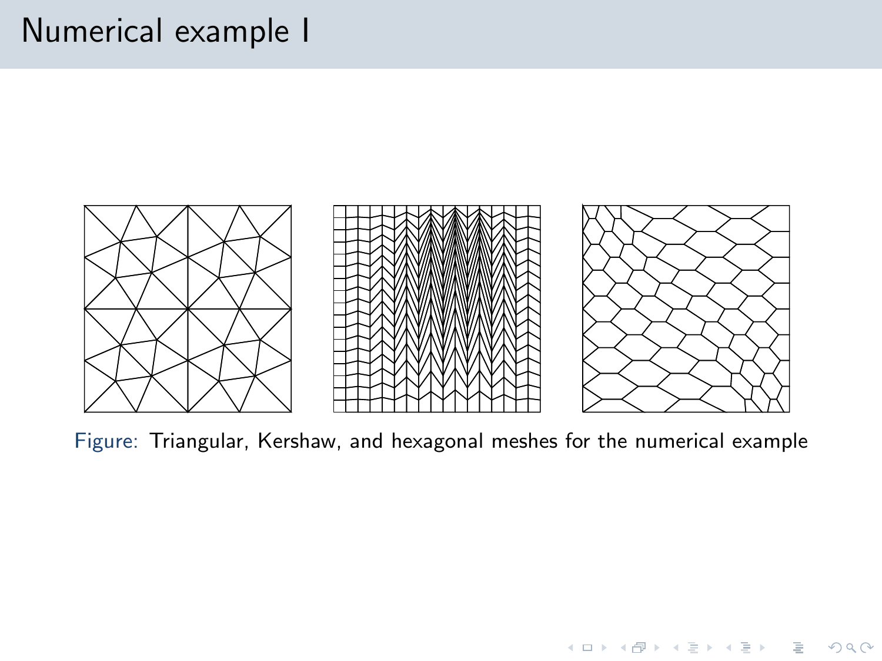# Numerical example I

Figure: Triangular, Kershaw, and hexagonal meshes for the numerical example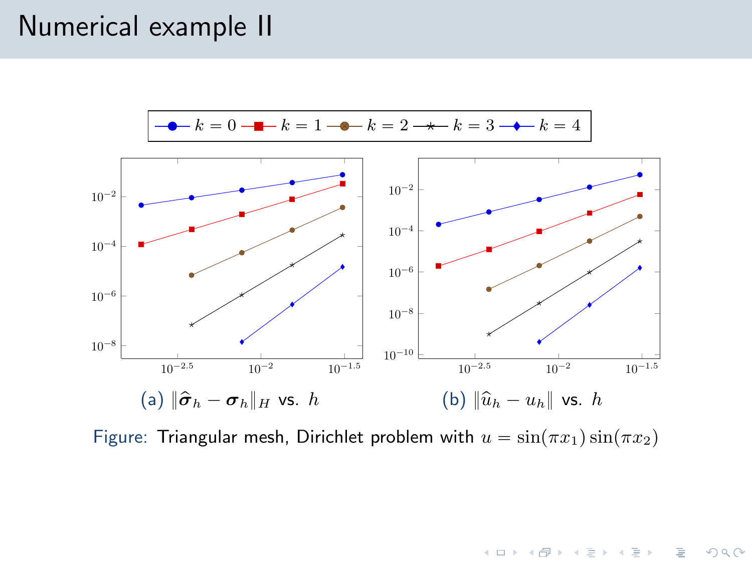# Numerical example II

Legend: $k = 0$, $k = 1$, $k = 2$, $k = 3$, $k = 4$

(a) $\|\widehat{\boldsymbol{\sigma}}_h - \boldsymbol{\sigma}_h\|_H$ vs. $h$

(b) $\|\widehat{u}_h - u_h\|$ vs. $h$

Figure: Triangular mesh, Dirichlet problem with $u = \sin(\pi x_1)\sin(\pi x_2)$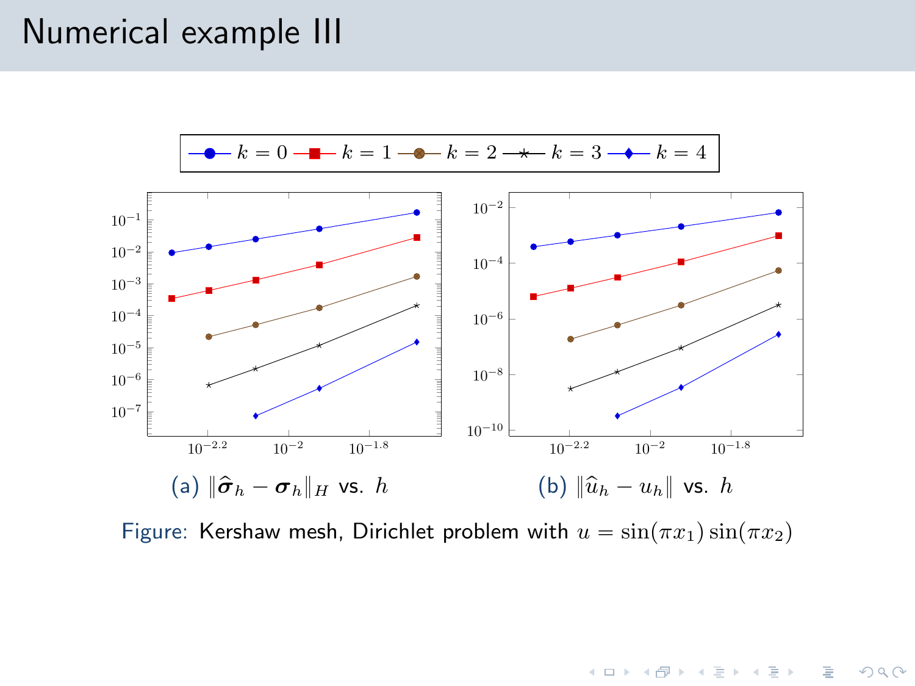# Numerical example III

(a) $\|\widehat{\boldsymbol{\sigma}}_h - \boldsymbol{\sigma}_h\|_H$ vs. $h$

(b) $\|\widehat{u}_h - u_h\|$ vs. $h$

Figure: Kershaw mesh, Dirichlet problem with $u = \sin(\pi x_1)\sin(\pi x_2)$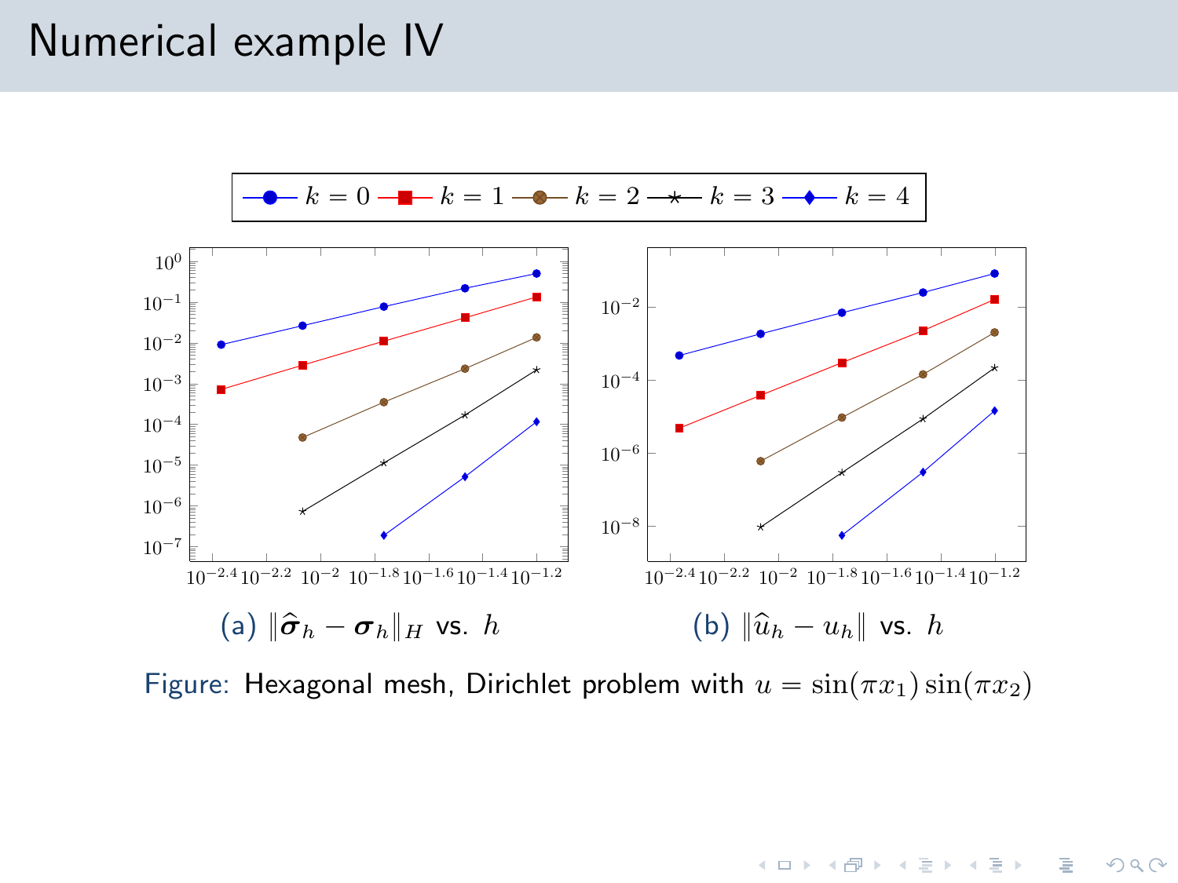# Numerical example IV

(a) $\|\widehat{\boldsymbol{\sigma}}_h - \boldsymbol{\sigma}_h\|_H$ vs. $h$

(b) $\|\widehat{u}_h - u_h\|$ vs. $h$

Figure: Hexagonal mesh, Dirichlet problem with $u = \sin(\pi x_1)\sin(\pi x_2)$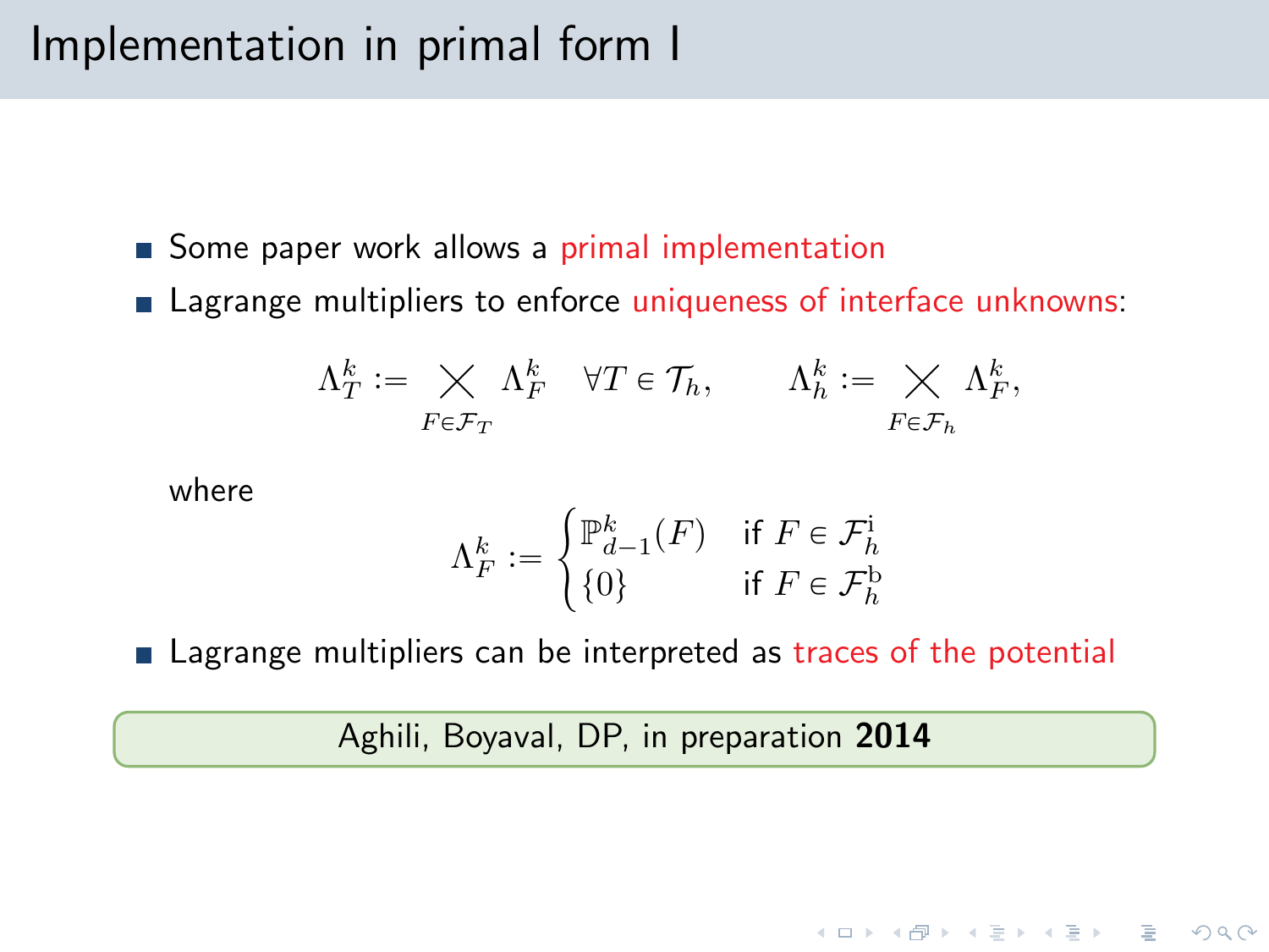# Implementation in primal form I

- Some paper work allows a primal implementation
- Lagrange multipliers to enforce uniqueness of interface unknowns:

$$\Lambda_T^k := \bigtimes_{F \in \mathcal{F}_T} \Lambda_F^k \quad \forall T \in \mathcal{T}_h, \qquad \Lambda_h^k := \bigtimes_{F \in \mathcal{F}_h} \Lambda_F^k,$$

where

$$\Lambda_F^k := \begin{cases} \mathbb{P}_{d-1}^k(F) & \text{if } F \in \mathcal{F}_h^{\mathrm{i}} \\ \{0\} & \text{if } F \in \mathcal{F}_h^{\mathrm{b}} \end{cases}$$

- Lagrange multipliers can be interpreted as traces of the potential

Aghili, Boyaval, DP, in preparation **2014**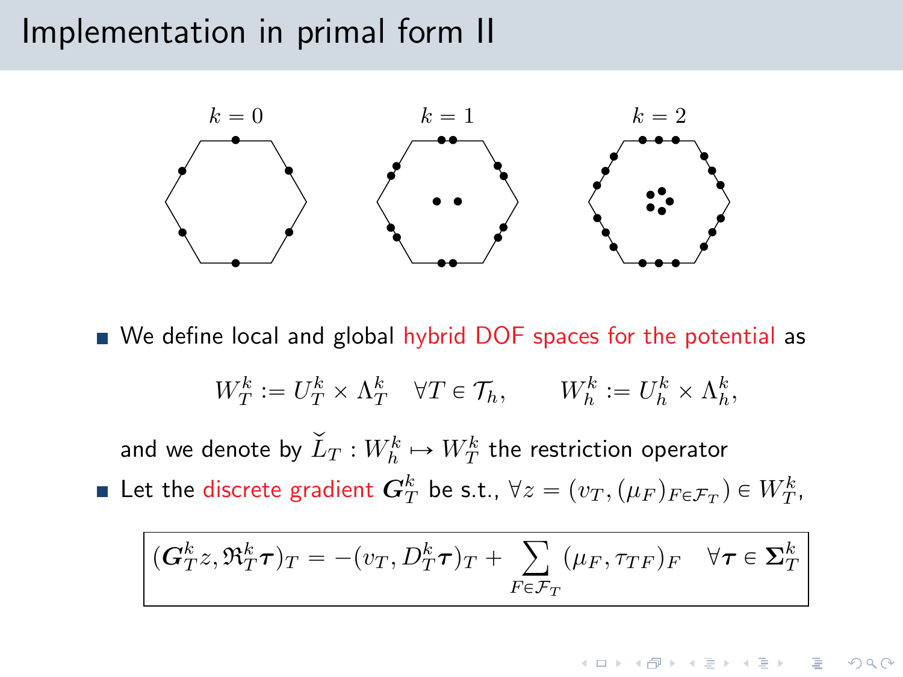# Implementation in primal form II

$k = 0$ $\quad$ $k = 1$ $\quad$ $k = 2$

- We define local and global hybrid DOF spaces for the potential as

$$W_T^k := U_T^k \times \Lambda_T^k \quad \forall T \in \mathcal{T}_h, \qquad W_h^k := U_h^k \times \Lambda_h^k,$$

and we denote by $\check{L}_T : W_h^k \mapsto W_T^k$ the restriction operator

- Let the discrete gradient $\boldsymbol{G}_T^k$ be s.t., $\forall z = (v_T, (\mu_F)_{F \in \mathcal{F}_T}) \in W_T^k$,

$$(\boldsymbol{G}_T^k z, \mathfrak{R}_T^k \boldsymbol{\tau})_T = -(v_T, D_T^k \boldsymbol{\tau})_T + \sum_{F \in \mathcal{F}_T} (\mu_F, \tau_{TF})_F \quad \forall \boldsymbol{\tau} \in \boldsymbol{\Sigma}_T^k$$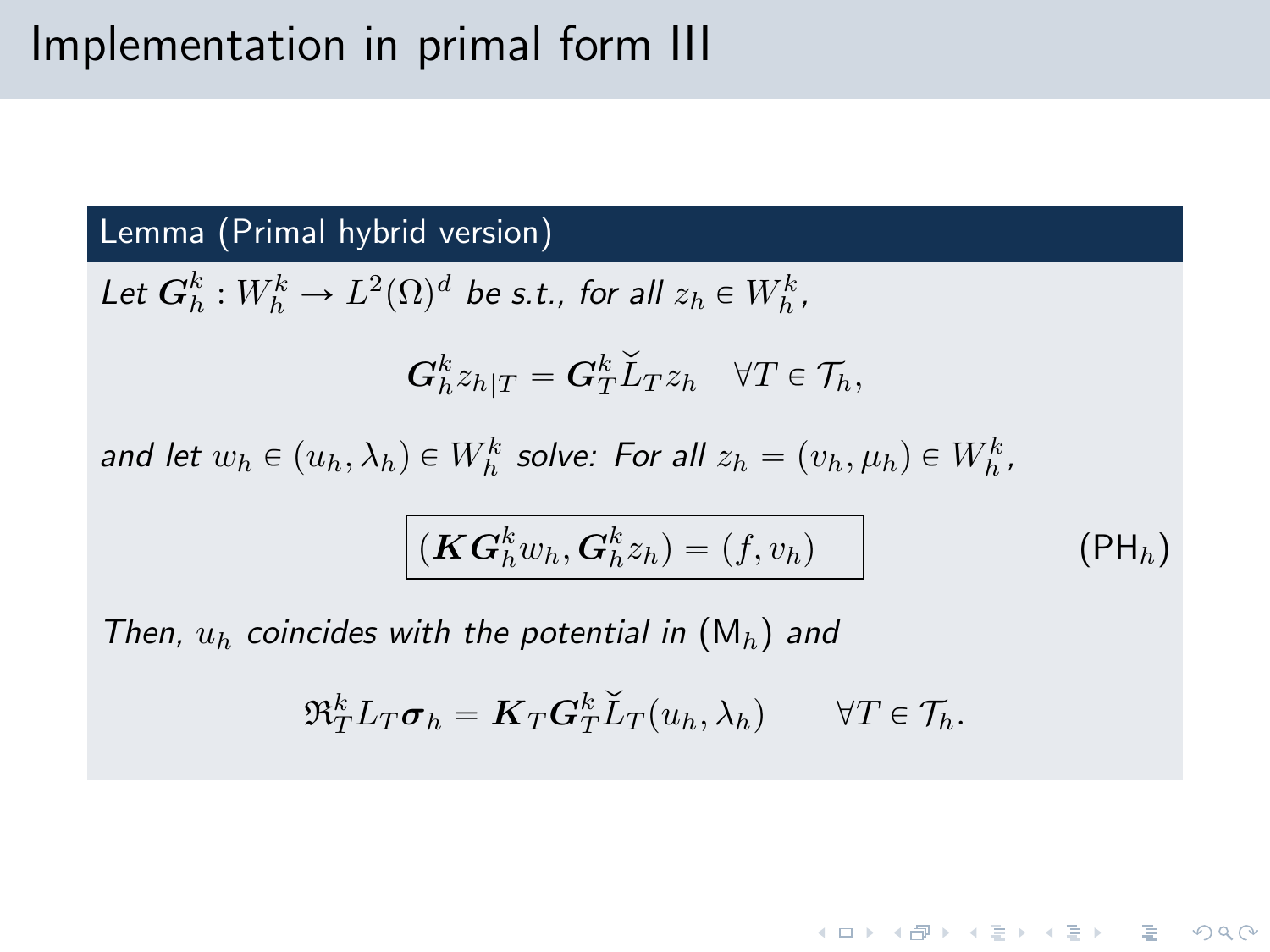# Implementation in primal form III

**Lemma (Primal hybrid version)**

*Let* $\boldsymbol{G}_h^k : W_h^k \to L^2(\Omega)^d$ *be s.t., for all* $z_h \in W_h^k$,

$$\boldsymbol{G}_h^k z_{h|T} = \boldsymbol{G}_T^k \check{L}_T z_h \quad \forall T \in \mathcal{T}_h,$$

*and let* $w_h \in (u_h, \lambda_h) \in W_h^k$ *solve: For all* $z_h = (v_h, \mu_h) \in W_h^k$,

$$\boxed{(\boldsymbol{K}\boldsymbol{G}_h^k w_h, \boldsymbol{G}_h^k z_h) = (f, v_h)} \qquad (\mathsf{PH}_h)$$

*Then,* $u_h$ *coincides with the potential in* $(\mathsf{M}_h)$ *and*

$$\mathfrak{R}_T^k L_T \boldsymbol{\sigma}_h = \boldsymbol{K}_T \boldsymbol{G}_T^k \check{L}_T(u_h, \lambda_h) \qquad \forall T \in \mathcal{T}_h.$$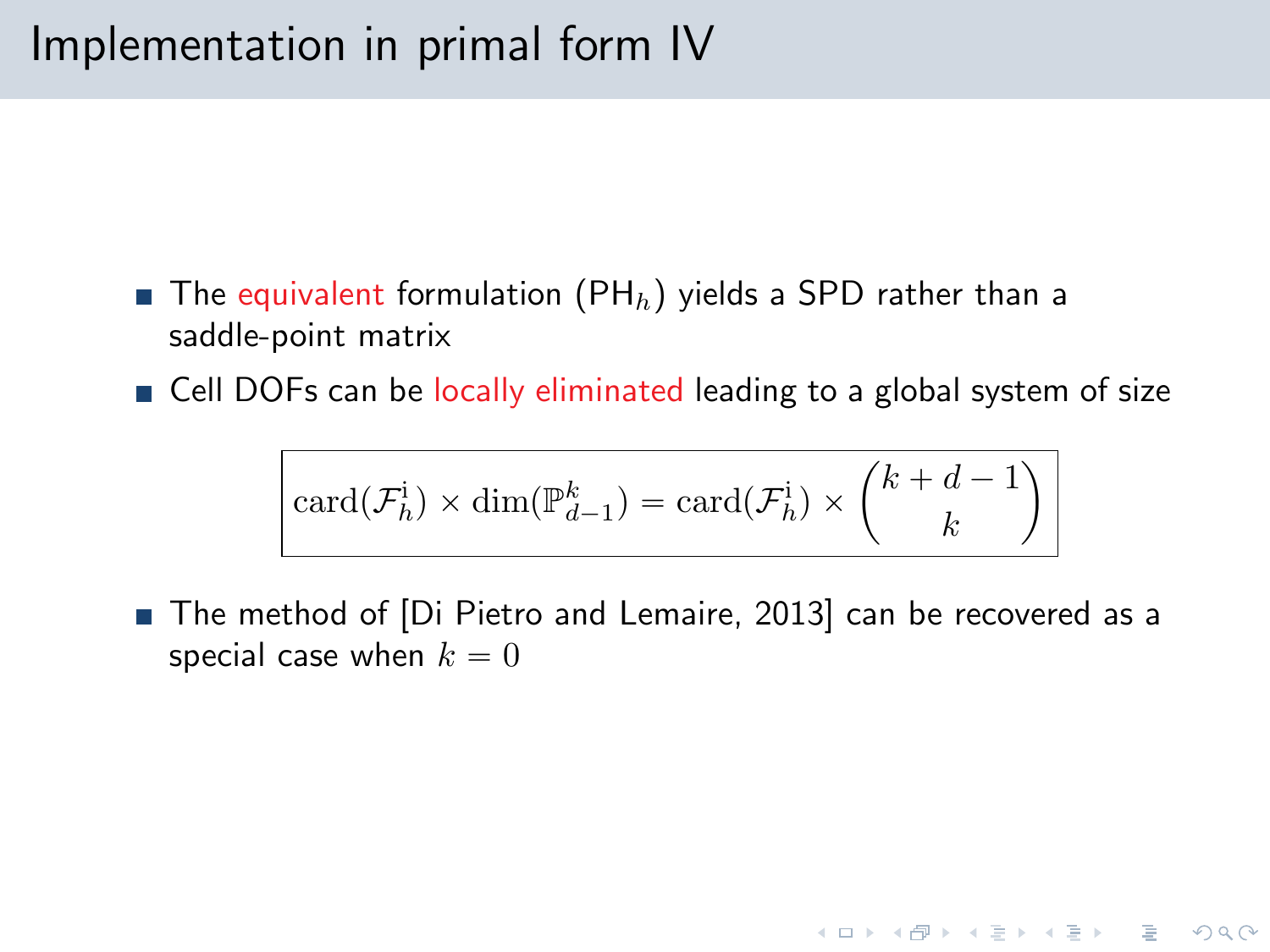# Implementation in primal form IV

- The equivalent formulation ($\mathrm{PH}_h$) yields a SPD rather than a saddle-point matrix
- Cell DOFs can be locally eliminated leading to a global system of size

$$\boxed{\mathrm{card}(\mathcal{F}_h^{\mathrm{i}}) \times \dim(\mathbb{P}_{d-1}^k) = \mathrm{card}(\mathcal{F}_h^{\mathrm{i}}) \times \binom{k+d-1}{k}}$$

- The method of [Di Pietro and Lemaire, 2013] can be recovered as a special case when $k = 0$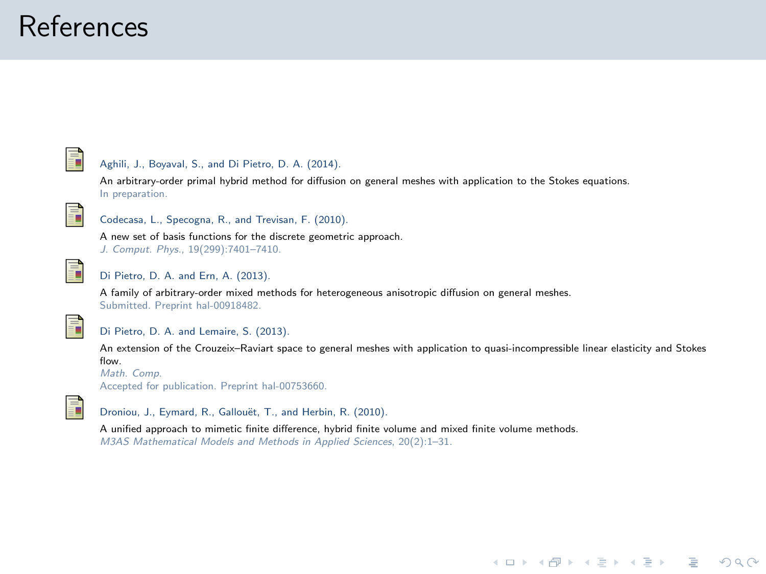# References

Aghili, J., Boyaval, S., and Di Pietro, D. A. (2014).
An arbitrary-order primal hybrid method for diffusion on general meshes with application to the Stokes equations.
In preparation.

Codecasa, L., Specogna, R., and Trevisan, F. (2010).
A new set of basis functions for the discrete geometric approach.
*J. Comput. Phys.*, 19(299):7401–7410.

Di Pietro, D. A. and Ern, A. (2013).
A family of arbitrary-order mixed methods for heterogeneous anisotropic diffusion on general meshes.
Submitted. Preprint hal-00918482.

Di Pietro, D. A. and Lemaire, S. (2013).
An extension of the Crouzeix–Raviart space to general meshes with application to quasi-incompressible linear elasticity and Stokes flow.
*Math. Comp.*
Accepted for publication. Preprint hal-00753660.

Droniou, J., Eymard, R., Gallouët, T., and Herbin, R. (2010).
A unified approach to mimetic finite difference, hybrid finite volume and mixed finite volume methods.
*M3AS Mathematical Models and Methods in Applied Sciences*, 20(2):1–31.